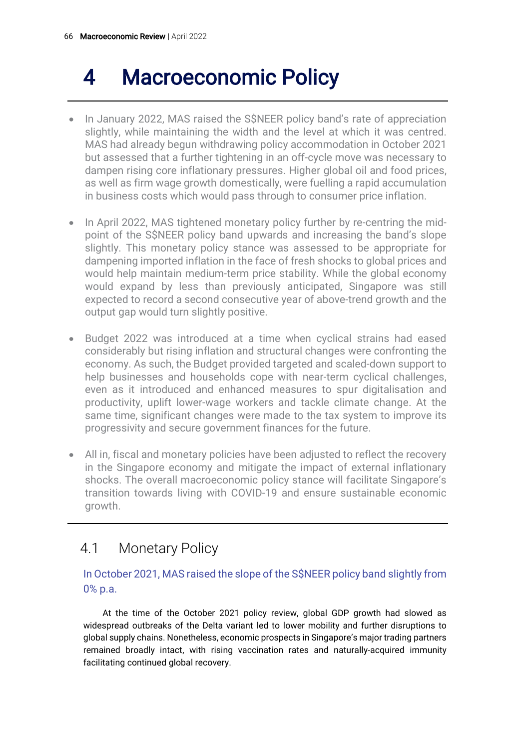# 4 Macroeconomic Policy

- In January 2022, MAS raised the S$NEER policy band's rate of appreciation slightly, while maintaining the width and the level at which it was centred. MAS had already begun withdrawing policy accommodation in October 2021 but assessed that a further tightening in an off-cycle move was necessary to dampen rising core inflationary pressures. Higher global oil and food prices, as well as firm wage growth domestically, were fuelling a rapid accumulation in business costs which would pass through to consumer price inflation.

- In April 2022, MAS tightened monetary policy further by re-centring the mid-point of the S$NEER policy band upwards and increasing the band's slope slightly. This monetary policy stance was assessed to be appropriate for dampening imported inflation in the face of fresh shocks to global prices and would help maintain medium-term price stability. While the global economy would expand by less than previously anticipated, Singapore was still expected to record a second consecutive year of above-trend growth and the output gap would turn slightly positive.

- Budget 2022 was introduced at a time when cyclical strains had eased considerably but rising inflation and structural changes were confronting the economy. As such, the Budget provided targeted and scaled-down support to help businesses and households cope with near-term cyclical challenges, even as it introduced and enhanced measures to spur digitalisation and productivity, uplift lower-wage workers and tackle climate change. At the same time, significant changes were made to the tax system to improve its progressivity and secure government finances for the future.

- All in, fiscal and monetary policies have been adjusted to reflect the recovery in the Singapore economy and mitigate the impact of external inflationary shocks. The overall macroeconomic policy stance will facilitate Singapore's transition towards living with COVID-19 and ensure sustainable economic growth.

## 4.1 Monetary Policy

### In October 2021, MAS raised the slope of the S$NEER policy band slightly from 0% p.a.

At the time of the October 2021 policy review, global GDP growth had slowed as widespread outbreaks of the Delta variant led to lower mobility and further disruptions to global supply chains. Nonetheless, economic prospects in Singapore's major trading partners remained broadly intact, with rising vaccination rates and naturally-acquired immunity facilitating continued global recovery.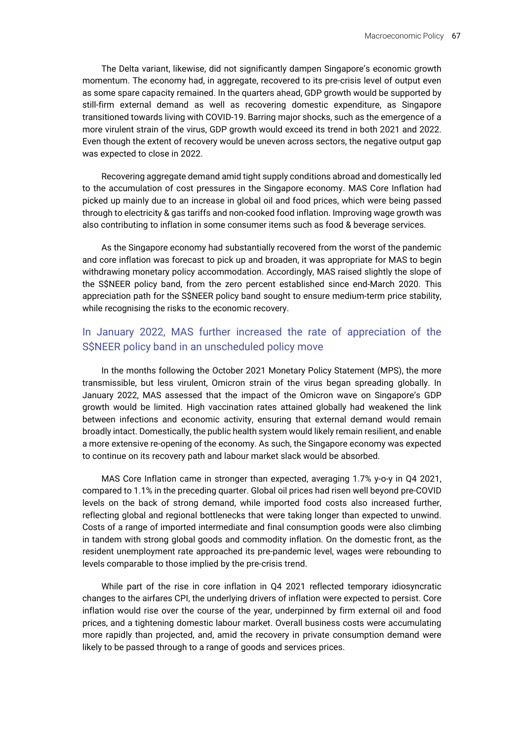The Delta variant, likewise, did not significantly dampen Singapore's economic growth momentum. The economy had, in aggregate, recovered to its pre-crisis level of output even as some spare capacity remained. In the quarters ahead, GDP growth would be supported by still-firm external demand as well as recovering domestic expenditure, as Singapore transitioned towards living with COVID-19. Barring major shocks, such as the emergence of a more virulent strain of the virus, GDP growth would exceed its trend in both 2021 and 2022. Even though the extent of recovery would be uneven across sectors, the negative output gap was expected to close in 2022.

Recovering aggregate demand amid tight supply conditions abroad and domestically led to the accumulation of cost pressures in the Singapore economy. MAS Core Inflation had picked up mainly due to an increase in global oil and food prices, which were being passed through to electricity & gas tariffs and non-cooked food inflation. Improving wage growth was also contributing to inflation in some consumer items such as food & beverage services.

As the Singapore economy had substantially recovered from the worst of the pandemic and core inflation was forecast to pick up and broaden, it was appropriate for MAS to begin withdrawing monetary policy accommodation. Accordingly, MAS raised slightly the slope of the S$NEER policy band, from the zero percent established since end-March 2020. This appreciation path for the S$NEER policy band sought to ensure medium-term price stability, while recognising the risks to the economic recovery.

## In January 2022, MAS further increased the rate of appreciation of the S$NEER policy band in an unscheduled policy move

In the months following the October 2021 Monetary Policy Statement (MPS), the more transmissible, but less virulent, Omicron strain of the virus began spreading globally. In January 2022, MAS assessed that the impact of the Omicron wave on Singapore's GDP growth would be limited. High vaccination rates attained globally had weakened the link between infections and economic activity, ensuring that external demand would remain broadly intact. Domestically, the public health system would likely remain resilient, and enable a more extensive re-opening of the economy. As such, the Singapore economy was expected to continue on its recovery path and labour market slack would be absorbed.

MAS Core Inflation came in stronger than expected, averaging 1.7% y-o-y in Q4 2021, compared to 1.1% in the preceding quarter. Global oil prices had risen well beyond pre-COVID levels on the back of strong demand, while imported food costs also increased further, reflecting global and regional bottlenecks that were taking longer than expected to unwind. Costs of a range of imported intermediate and final consumption goods were also climbing in tandem with strong global goods and commodity inflation. On the domestic front, as the resident unemployment rate approached its pre-pandemic level, wages were rebounding to levels comparable to those implied by the pre-crisis trend.

While part of the rise in core inflation in Q4 2021 reflected temporary idiosyncratic changes to the airfares CPI, the underlying drivers of inflation were expected to persist. Core inflation would rise over the course of the year, underpinned by firm external oil and food prices, and a tightening domestic labour market. Overall business costs were accumulating more rapidly than projected, and, amid the recovery in private consumption demand were likely to be passed through to a range of goods and services prices.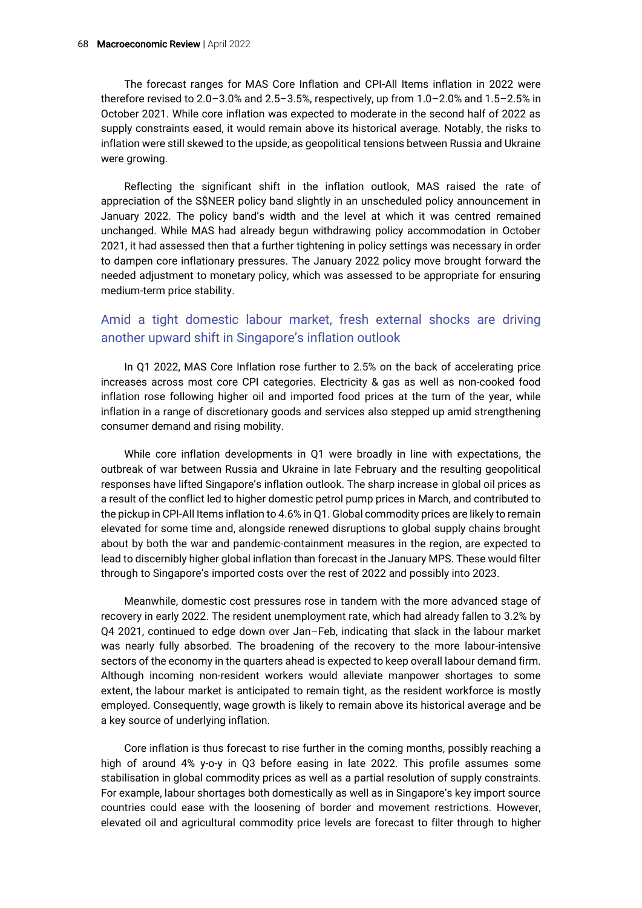The forecast ranges for MAS Core Inflation and CPI-All Items inflation in 2022 were therefore revised to 2.0–3.0% and 2.5–3.5%, respectively, up from 1.0–2.0% and 1.5–2.5% in October 2021. While core inflation was expected to moderate in the second half of 2022 as supply constraints eased, it would remain above its historical average. Notably, the risks to inflation were still skewed to the upside, as geopolitical tensions between Russia and Ukraine were growing.

Reflecting the significant shift in the inflation outlook, MAS raised the rate of appreciation of the S$NEER policy band slightly in an unscheduled policy announcement in January 2022. The policy band's width and the level at which it was centred remained unchanged. While MAS had already begun withdrawing policy accommodation in October 2021, it had assessed then that a further tightening in policy settings was necessary in order to dampen core inflationary pressures. The January 2022 policy move brought forward the needed adjustment to monetary policy, which was assessed to be appropriate for ensuring medium-term price stability.

## Amid a tight domestic labour market, fresh external shocks are driving another upward shift in Singapore's inflation outlook

In Q1 2022, MAS Core Inflation rose further to 2.5% on the back of accelerating price increases across most core CPI categories. Electricity & gas as well as non-cooked food inflation rose following higher oil and imported food prices at the turn of the year, while inflation in a range of discretionary goods and services also stepped up amid strengthening consumer demand and rising mobility.

While core inflation developments in Q1 were broadly in line with expectations, the outbreak of war between Russia and Ukraine in late February and the resulting geopolitical responses have lifted Singapore's inflation outlook. The sharp increase in global oil prices as a result of the conflict led to higher domestic petrol pump prices in March, and contributed to the pickup in CPI-All Items inflation to 4.6% in Q1. Global commodity prices are likely to remain elevated for some time and, alongside renewed disruptions to global supply chains brought about by both the war and pandemic-containment measures in the region, are expected to lead to discernibly higher global inflation than forecast in the January MPS. These would filter through to Singapore's imported costs over the rest of 2022 and possibly into 2023.

Meanwhile, domestic cost pressures rose in tandem with the more advanced stage of recovery in early 2022. The resident unemployment rate, which had already fallen to 3.2% by Q4 2021, continued to edge down over Jan–Feb, indicating that slack in the labour market was nearly fully absorbed. The broadening of the recovery to the more labour-intensive sectors of the economy in the quarters ahead is expected to keep overall labour demand firm. Although incoming non-resident workers would alleviate manpower shortages to some extent, the labour market is anticipated to remain tight, as the resident workforce is mostly employed. Consequently, wage growth is likely to remain above its historical average and be a key source of underlying inflation.

Core inflation is thus forecast to rise further in the coming months, possibly reaching a high of around 4% y-o-y in Q3 before easing in late 2022. This profile assumes some stabilisation in global commodity prices as well as a partial resolution of supply constraints. For example, labour shortages both domestically as well as in Singapore's key import source countries could ease with the loosening of border and movement restrictions. However, elevated oil and agricultural commodity price levels are forecast to filter through to higher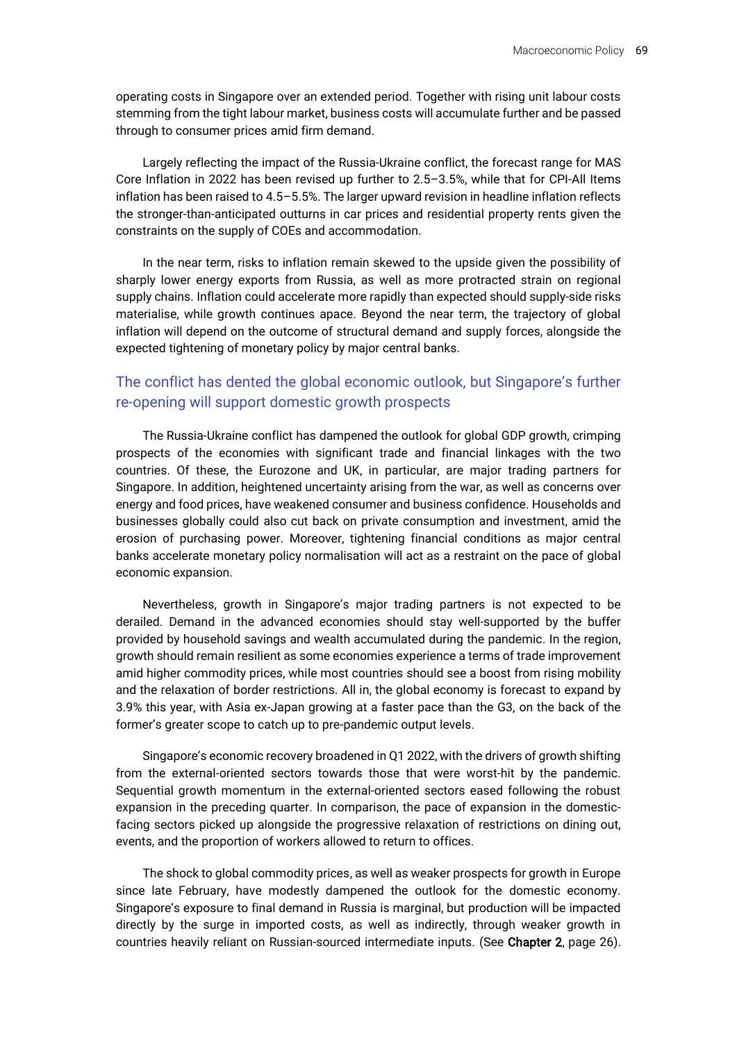operating costs in Singapore over an extended period. Together with rising unit labour costs stemming from the tight labour market, business costs will accumulate further and be passed through to consumer prices amid firm demand.

Largely reflecting the impact of the Russia-Ukraine conflict, the forecast range for MAS Core Inflation in 2022 has been revised up further to 2.5–3.5%, while that for CPI-All Items inflation has been raised to 4.5–5.5%. The larger upward revision in headline inflation reflects the stronger-than-anticipated outturns in car prices and residential property rents given the constraints on the supply of COEs and accommodation.

In the near term, risks to inflation remain skewed to the upside given the possibility of sharply lower energy exports from Russia, as well as more protracted strain on regional supply chains. Inflation could accelerate more rapidly than expected should supply-side risks materialise, while growth continues apace. Beyond the near term, the trajectory of global inflation will depend on the outcome of structural demand and supply forces, alongside the expected tightening of monetary policy by major central banks.

## The conflict has dented the global economic outlook, but Singapore's further re-opening will support domestic growth prospects

The Russia-Ukraine conflict has dampened the outlook for global GDP growth, crimping prospects of the economies with significant trade and financial linkages with the two countries. Of these, the Eurozone and UK, in particular, are major trading partners for Singapore. In addition, heightened uncertainty arising from the war, as well as concerns over energy and food prices, have weakened consumer and business confidence. Households and businesses globally could also cut back on private consumption and investment, amid the erosion of purchasing power. Moreover, tightening financial conditions as major central banks accelerate monetary policy normalisation will act as a restraint on the pace of global economic expansion.

Nevertheless, growth in Singapore's major trading partners is not expected to be derailed. Demand in the advanced economies should stay well-supported by the buffer provided by household savings and wealth accumulated during the pandemic. In the region, growth should remain resilient as some economies experience a terms of trade improvement amid higher commodity prices, while most countries should see a boost from rising mobility and the relaxation of border restrictions. All in, the global economy is forecast to expand by 3.9% this year, with Asia ex-Japan growing at a faster pace than the G3, on the back of the former's greater scope to catch up to pre-pandemic output levels.

Singapore's economic recovery broadened in Q1 2022, with the drivers of growth shifting from the external-oriented sectors towards those that were worst-hit by the pandemic. Sequential growth momentum in the external-oriented sectors eased following the robust expansion in the preceding quarter. In comparison, the pace of expansion in the domestic-facing sectors picked up alongside the progressive relaxation of restrictions on dining out, events, and the proportion of workers allowed to return to offices.

The shock to global commodity prices, as well as weaker prospects for growth in Europe since late February, have modestly dampened the outlook for the domestic economy. Singapore's exposure to final demand in Russia is marginal, but production will be impacted directly by the surge in imported costs, as well as indirectly, through weaker growth in countries heavily reliant on Russian-sourced intermediate inputs. (See **Chapter 2**, page 26).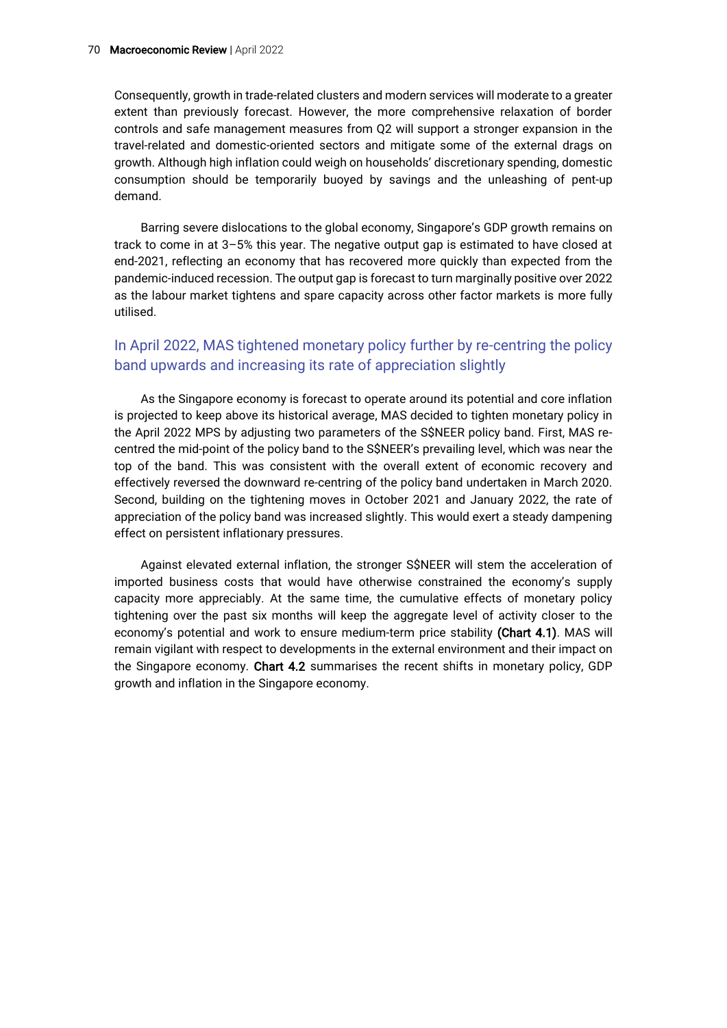Consequently, growth in trade-related clusters and modern services will moderate to a greater extent than previously forecast. However, the more comprehensive relaxation of border controls and safe management measures from Q2 will support a stronger expansion in the travel-related and domestic-oriented sectors and mitigate some of the external drags on growth. Although high inflation could weigh on households' discretionary spending, domestic consumption should be temporarily buoyed by savings and the unleashing of pent-up demand.

Barring severe dislocations to the global economy, Singapore's GDP growth remains on track to come in at 3–5% this year. The negative output gap is estimated to have closed at end-2021, reflecting an economy that has recovered more quickly than expected from the pandemic-induced recession. The output gap is forecast to turn marginally positive over 2022 as the labour market tightens and spare capacity across other factor markets is more fully utilised.

## In April 2022, MAS tightened monetary policy further by re-centring the policy band upwards and increasing its rate of appreciation slightly

As the Singapore economy is forecast to operate around its potential and core inflation is projected to keep above its historical average, MAS decided to tighten monetary policy in the April 2022 MPS by adjusting two parameters of the S$NEER policy band. First, MAS re-centred the mid-point of the policy band to the S$NEER's prevailing level, which was near the top of the band. This was consistent with the overall extent of economic recovery and effectively reversed the downward re-centring of the policy band undertaken in March 2020. Second, building on the tightening moves in October 2021 and January 2022, the rate of appreciation of the policy band was increased slightly. This would exert a steady dampening effect on persistent inflationary pressures.

Against elevated external inflation, the stronger S$NEER will stem the acceleration of imported business costs that would have otherwise constrained the economy's supply capacity more appreciably. At the same time, the cumulative effects of monetary policy tightening over the past six months will keep the aggregate level of activity closer to the economy's potential and work to ensure medium-term price stability **(Chart 4.1)**. MAS will remain vigilant with respect to developments in the external environment and their impact on the Singapore economy. **Chart 4.2** summarises the recent shifts in monetary policy, GDP growth and inflation in the Singapore economy.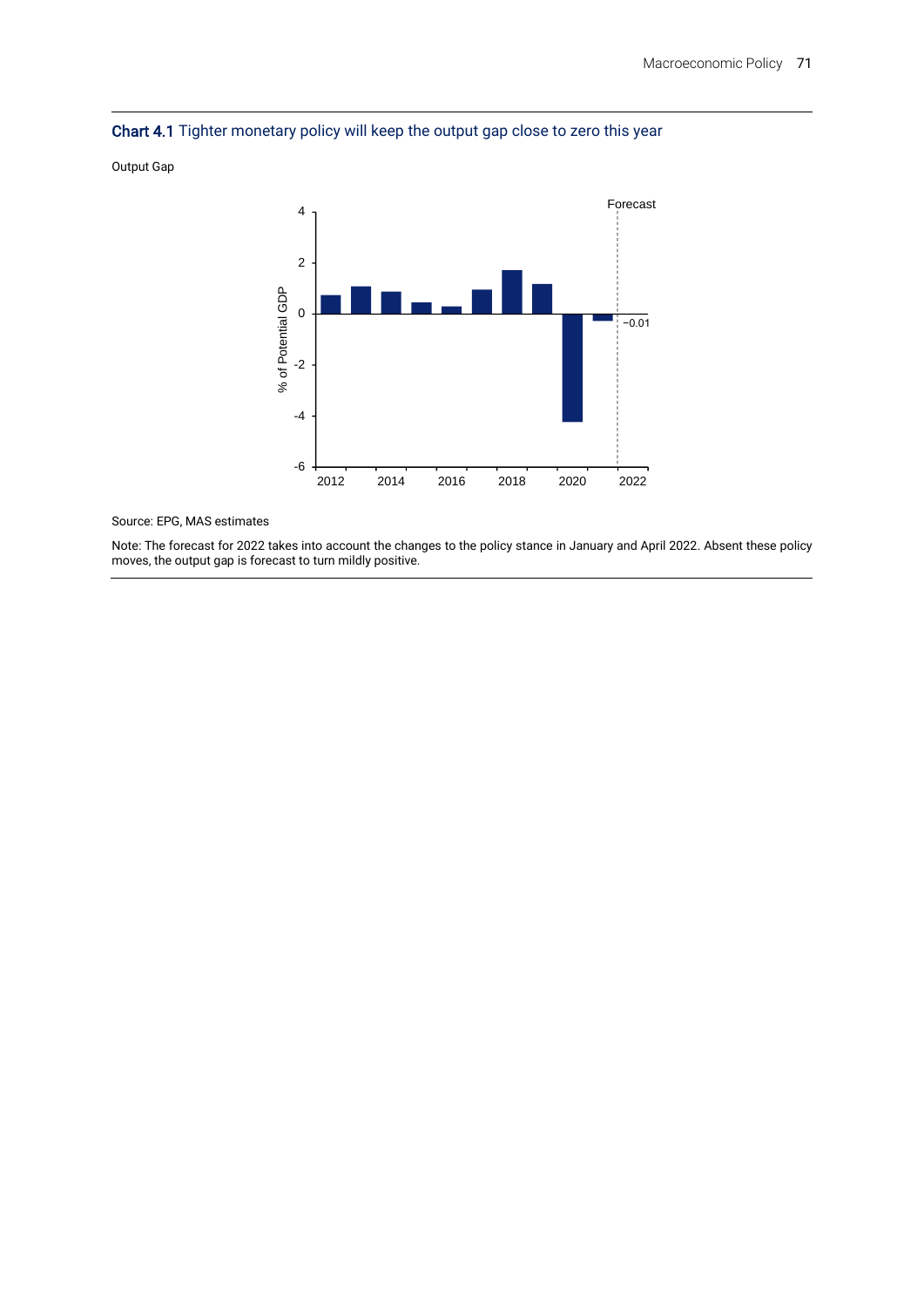**Chart 4.1** Tighter monetary policy will keep the output gap close to zero this year

Output Gap

Source: EPG, MAS estimates

Note: The forecast for 2022 takes into account the changes to the policy stance in January and April 2022. Absent these policy moves, the output gap is forecast to turn mildly positive.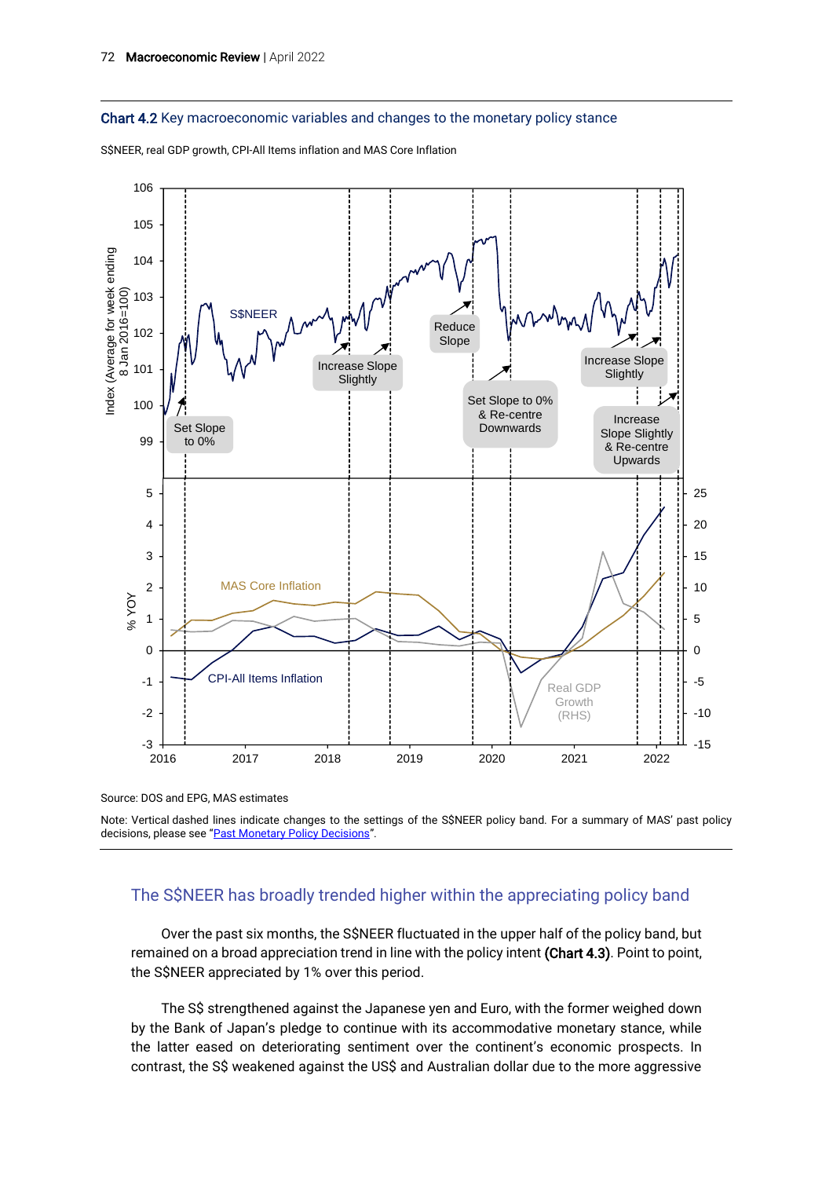**Chart 4.2** Key macroeconomic variables and changes to the monetary policy stance

S$NEER, real GDP growth, CPI-All Items inflation and MAS Core Inflation

Source: DOS and EPG, MAS estimates

Note: Vertical dashed lines indicate changes to the settings of the S$NEER policy band. For a summary of MAS' past policy decisions, please see "Past Monetary Policy Decisions".

## The S$NEER has broadly trended higher within the appreciating policy band

Over the past six months, the S$NEER fluctuated in the upper half of the policy band, but remained on a broad appreciation trend in line with the policy intent **(Chart 4.3)**. Point to point, the S$NEER appreciated by 1% over this period.

The S$ strengthened against the Japanese yen and Euro, with the former weighed down by the Bank of Japan's pledge to continue with its accommodative monetary stance, while the latter eased on deteriorating sentiment over the continent's economic prospects. In contrast, the S$ weakened against the US$ and Australian dollar due to the more aggressive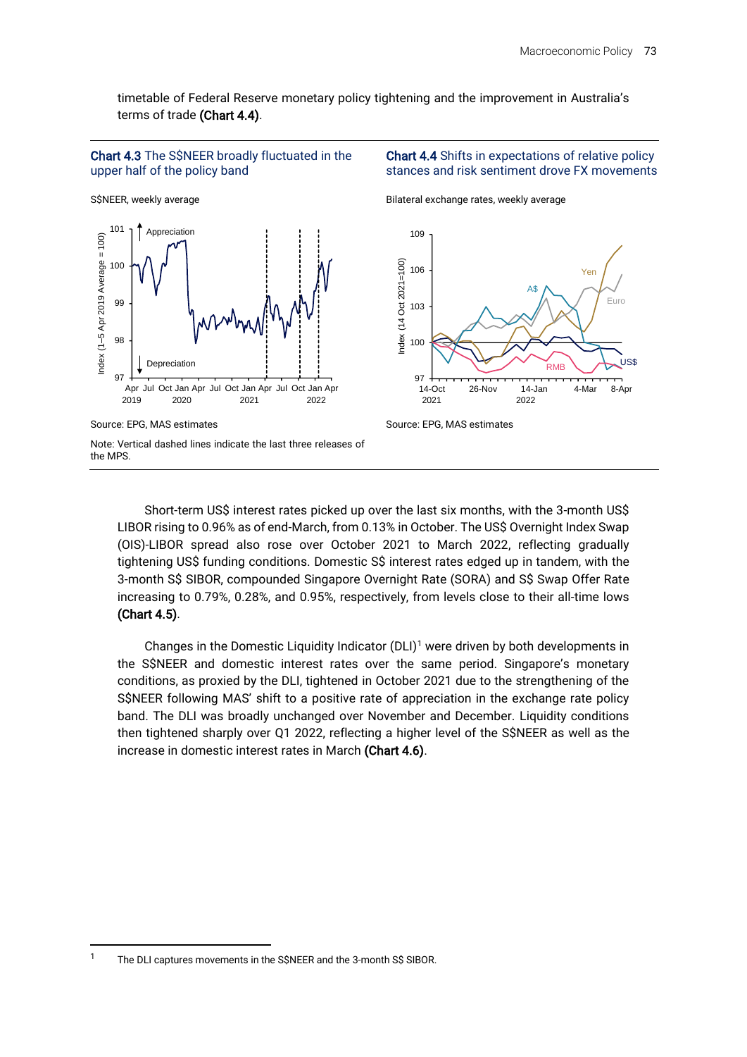timetable of Federal Reserve monetary policy tightening and the improvement in Australia's terms of trade **(Chart 4.4)**.

**Chart 4.3** The S$NEER broadly fluctuated in the upper half of the policy band

S$NEER, weekly average

Source: EPG, MAS estimates

Note: Vertical dashed lines indicate the last three releases of the MPS.

**Chart 4.4** Shifts in expectations of relative policy stances and risk sentiment drove FX movements

Bilateral exchange rates, weekly average

Source: EPG, MAS estimates

Short-term US$ interest rates picked up over the last six months, with the 3-month US$ LIBOR rising to 0.96% as of end-March, from 0.13% in October. The US$ Overnight Index Swap (OIS)-LIBOR spread also rose over October 2021 to March 2022, reflecting gradually tightening US$ funding conditions. Domestic S$ interest rates edged up in tandem, with the 3-month S$ SIBOR, compounded Singapore Overnight Rate (SORA) and S$ Swap Offer Rate increasing to 0.79%, 0.28%, and 0.95%, respectively, from levels close to their all-time lows **(Chart 4.5)**.

Changes in the Domestic Liquidity Indicator (DLI)[1] were driven by both developments in the S$NEER and domestic interest rates over the same period. Singapore's monetary conditions, as proxied by the DLI, tightened in October 2021 due to the strengthening of the S$NEER following MAS' shift to a positive rate of appreciation in the exchange rate policy band. The DLI was broadly unchanged over November and December. Liquidity conditions then tightened sharply over Q1 2022, reflecting a higher level of the S$NEER as well as the increase in domestic interest rates in March **(Chart 4.6)**.

[1] The DLI captures movements in the S$NEER and the 3-month S$ SIBOR.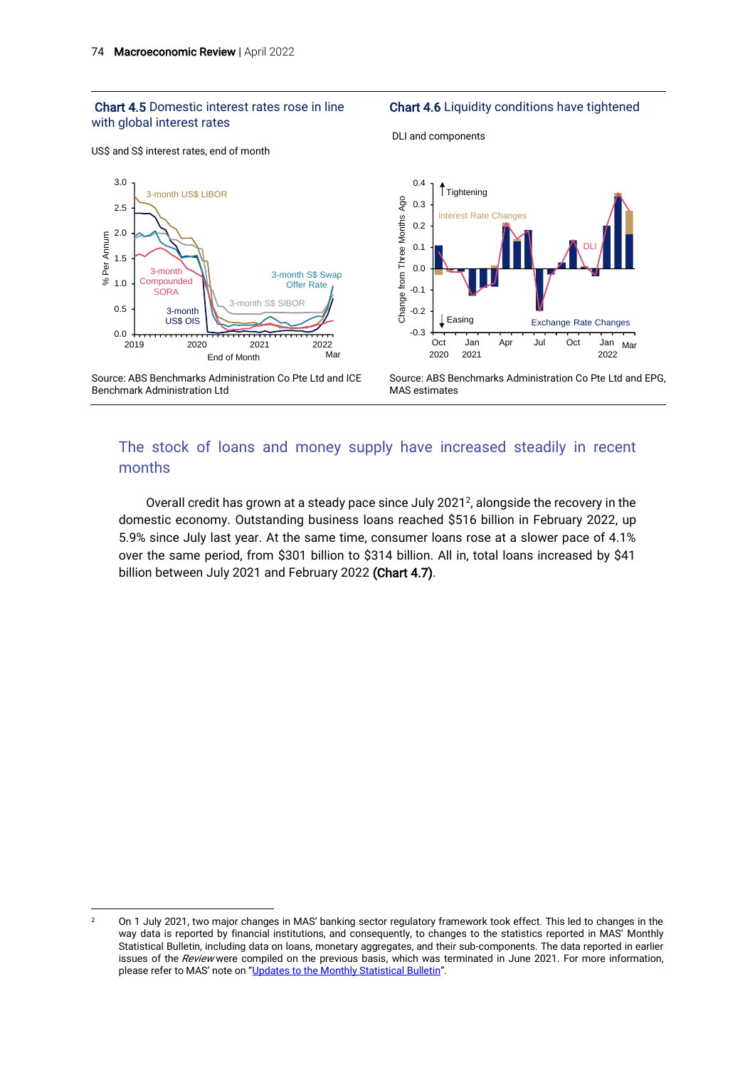**Chart 4.5** Domestic interest rates rose in line with global interest rates

US$ and S$ interest rates, end of month

Source: ABS Benchmarks Administration Co Pte Ltd and ICE Benchmark Administration Ltd

**Chart 4.6** Liquidity conditions have tightened

DLI and components

Source: ABS Benchmarks Administration Co Pte Ltd and EPG, MAS estimates

## The stock of loans and money supply have increased steadily in recent months

Overall credit has grown at a steady pace since July 2021[2], alongside the recovery in the domestic economy. Outstanding business loans reached $516 billion in February 2022, up 5.9% since July last year. At the same time, consumer loans rose at a slower pace of 4.1% over the same period, from $301 billion to $314 billion. All in, total loans increased by $41 billion between July 2021 and February 2022 **(Chart 4.7)**.

---

[2] On 1 July 2021, two major changes in MAS' banking sector regulatory framework took effect. This led to changes in the way data is reported by financial institutions, and consequently, to changes to the statistics reported in MAS' Monthly Statistical Bulletin, including data on loans, monetary aggregates, and their sub-components. The data reported in earlier issues of the *Review* were compiled on the previous basis, which was terminated in June 2021. For more information, please refer to MAS' note on "Updates to the Monthly Statistical Bulletin".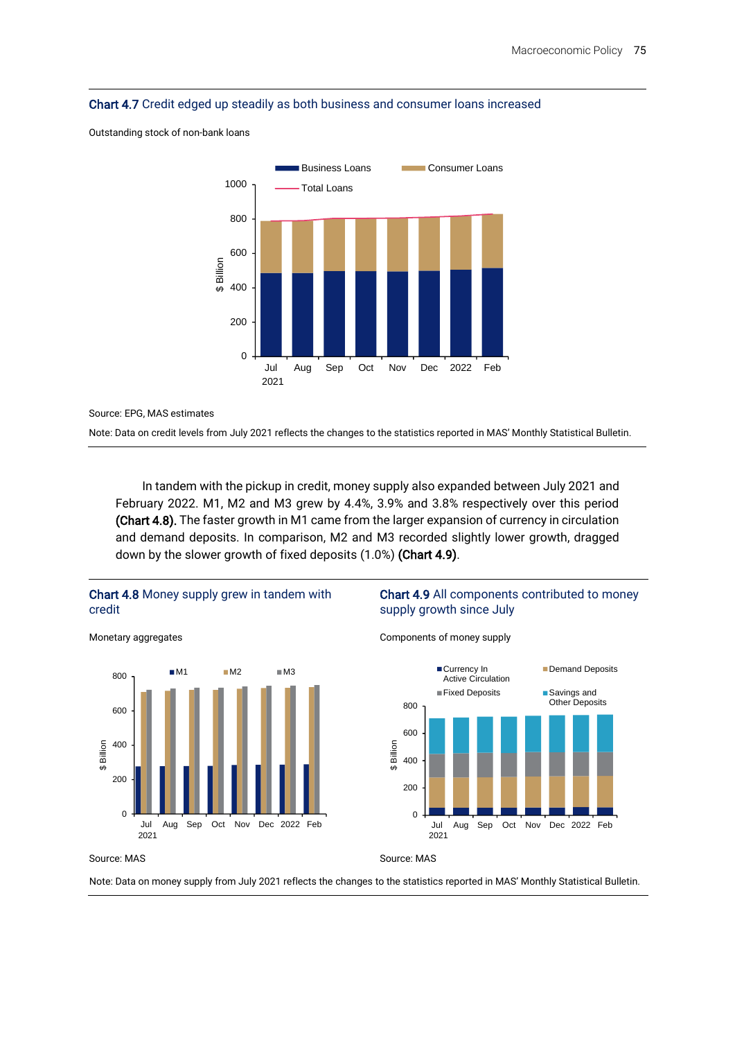**Chart 4.7** Credit edged up steadily as both business and consumer loans increased

Outstanding stock of non-bank loans

Source: EPG, MAS estimates

Note: Data on credit levels from July 2021 reflects the changes to the statistics reported in MAS' Monthly Statistical Bulletin.

In tandem with the pickup in credit, money supply also expanded between July 2021 and February 2022. M1, M2 and M3 grew by 4.4%, 3.9% and 3.8% respectively over this period **(Chart 4.8)**. The faster growth in M1 came from the larger expansion of currency in circulation and demand deposits. In comparison, M2 and M3 recorded slightly lower growth, dragged down by the slower growth of fixed deposits (1.0%) **(Chart 4.9)**.

**Chart 4.8** Money supply grew in tandem with credit

Monetary aggregates

Source: MAS

**Chart 4.9** All components contributed to money supply growth since July

Components of money supply

Source: MAS

Note: Data on money supply from July 2021 reflects the changes to the statistics reported in MAS' Monthly Statistical Bulletin.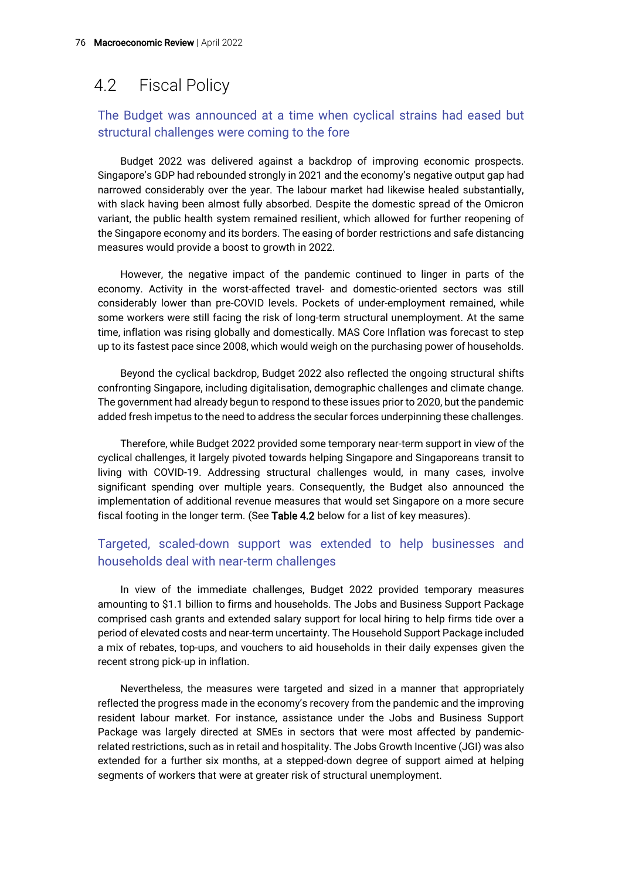## 4.2 Fiscal Policy

### The Budget was announced at a time when cyclical strains had eased but structural challenges were coming to the fore

Budget 2022 was delivered against a backdrop of improving economic prospects. Singapore's GDP had rebounded strongly in 2021 and the economy's negative output gap had narrowed considerably over the year. The labour market had likewise healed substantially, with slack having been almost fully absorbed. Despite the domestic spread of the Omicron variant, the public health system remained resilient, which allowed for further reopening of the Singapore economy and its borders. The easing of border restrictions and safe distancing measures would provide a boost to growth in 2022.

However, the negative impact of the pandemic continued to linger in parts of the economy. Activity in the worst-affected travel- and domestic-oriented sectors was still considerably lower than pre-COVID levels. Pockets of under-employment remained, while some workers were still facing the risk of long-term structural unemployment. At the same time, inflation was rising globally and domestically. MAS Core Inflation was forecast to step up to its fastest pace since 2008, which would weigh on the purchasing power of households.

Beyond the cyclical backdrop, Budget 2022 also reflected the ongoing structural shifts confronting Singapore, including digitalisation, demographic challenges and climate change. The government had already begun to respond to these issues prior to 2020, but the pandemic added fresh impetus to the need to address the secular forces underpinning these challenges.

Therefore, while Budget 2022 provided some temporary near-term support in view of the cyclical challenges, it largely pivoted towards helping Singapore and Singaporeans transit to living with COVID-19. Addressing structural challenges would, in many cases, involve significant spending over multiple years. Consequently, the Budget also announced the implementation of additional revenue measures that would set Singapore on a more secure fiscal footing in the longer term. (See **Table 4.2** below for a list of key measures).

### Targeted, scaled-down support was extended to help businesses and households deal with near-term challenges

In view of the immediate challenges, Budget 2022 provided temporary measures amounting to $1.1 billion to firms and households. The Jobs and Business Support Package comprised cash grants and extended salary support for local hiring to help firms tide over a period of elevated costs and near-term uncertainty. The Household Support Package included a mix of rebates, top-ups, and vouchers to aid households in their daily expenses given the recent strong pick-up in inflation.

Nevertheless, the measures were targeted and sized in a manner that appropriately reflected the progress made in the economy's recovery from the pandemic and the improving resident labour market. For instance, assistance under the Jobs and Business Support Package was largely directed at SMEs in sectors that were most affected by pandemic-related restrictions, such as in retail and hospitality. The Jobs Growth Incentive (JGI) was also extended for a further six months, at a stepped-down degree of support aimed at helping segments of workers that were at greater risk of structural unemployment.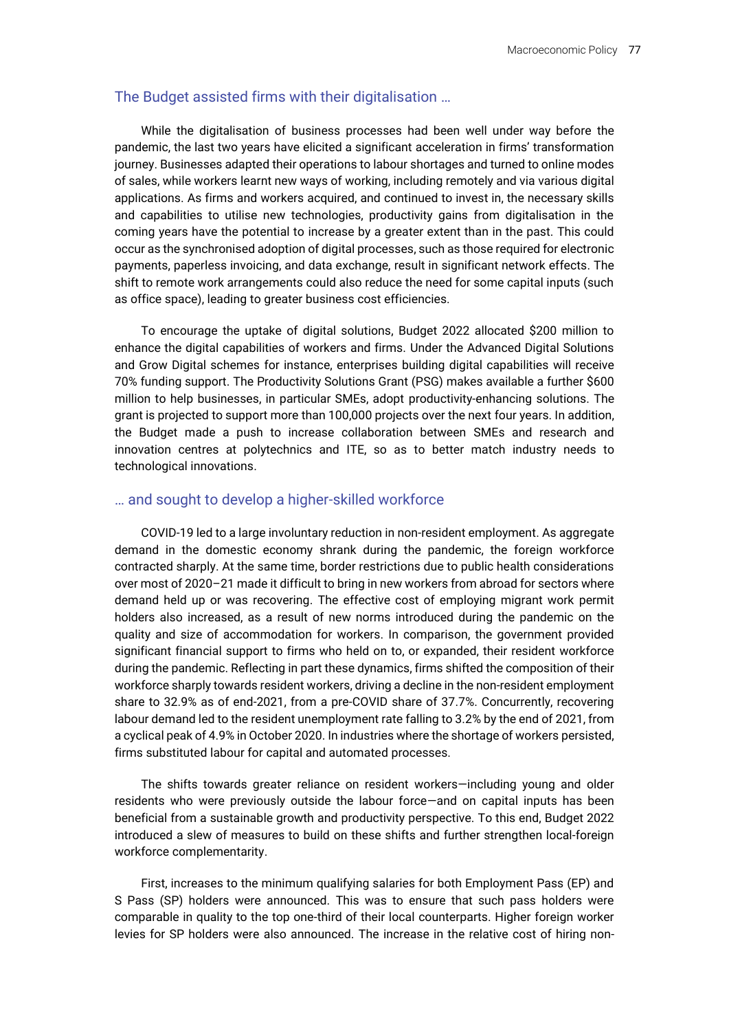## The Budget assisted firms with their digitalisation …

While the digitalisation of business processes had been well under way before the pandemic, the last two years have elicited a significant acceleration in firms' transformation journey. Businesses adapted their operations to labour shortages and turned to online modes of sales, while workers learnt new ways of working, including remotely and via various digital applications. As firms and workers acquired, and continued to invest in, the necessary skills and capabilities to utilise new technologies, productivity gains from digitalisation in the coming years have the potential to increase by a greater extent than in the past. This could occur as the synchronised adoption of digital processes, such as those required for electronic payments, paperless invoicing, and data exchange, result in significant network effects. The shift to remote work arrangements could also reduce the need for some capital inputs (such as office space), leading to greater business cost efficiencies.

To encourage the uptake of digital solutions, Budget 2022 allocated $200 million to enhance the digital capabilities of workers and firms. Under the Advanced Digital Solutions and Grow Digital schemes for instance, enterprises building digital capabilities will receive 70% funding support. The Productivity Solutions Grant (PSG) makes available a further $600 million to help businesses, in particular SMEs, adopt productivity-enhancing solutions. The grant is projected to support more than 100,000 projects over the next four years. In addition, the Budget made a push to increase collaboration between SMEs and research and innovation centres at polytechnics and ITE, so as to better match industry needs to technological innovations.

## … and sought to develop a higher-skilled workforce

COVID-19 led to a large involuntary reduction in non-resident employment. As aggregate demand in the domestic economy shrank during the pandemic, the foreign workforce contracted sharply. At the same time, border restrictions due to public health considerations over most of 2020–21 made it difficult to bring in new workers from abroad for sectors where demand held up or was recovering. The effective cost of employing migrant work permit holders also increased, as a result of new norms introduced during the pandemic on the quality and size of accommodation for workers. In comparison, the government provided significant financial support to firms who held on to, or expanded, their resident workforce during the pandemic. Reflecting in part these dynamics, firms shifted the composition of their workforce sharply towards resident workers, driving a decline in the non-resident employment share to 32.9% as of end-2021, from a pre-COVID share of 37.7%. Concurrently, recovering labour demand led to the resident unemployment rate falling to 3.2% by the end of 2021, from a cyclical peak of 4.9% in October 2020. In industries where the shortage of workers persisted, firms substituted labour for capital and automated processes.

The shifts towards greater reliance on resident workers—including young and older residents who were previously outside the labour force—and on capital inputs has been beneficial from a sustainable growth and productivity perspective. To this end, Budget 2022 introduced a slew of measures to build on these shifts and further strengthen local-foreign workforce complementarity.

First, increases to the minimum qualifying salaries for both Employment Pass (EP) and S Pass (SP) holders were announced. This was to ensure that such pass holders were comparable in quality to the top one-third of their local counterparts. Higher foreign worker levies for SP holders were also announced. The increase in the relative cost of hiring non-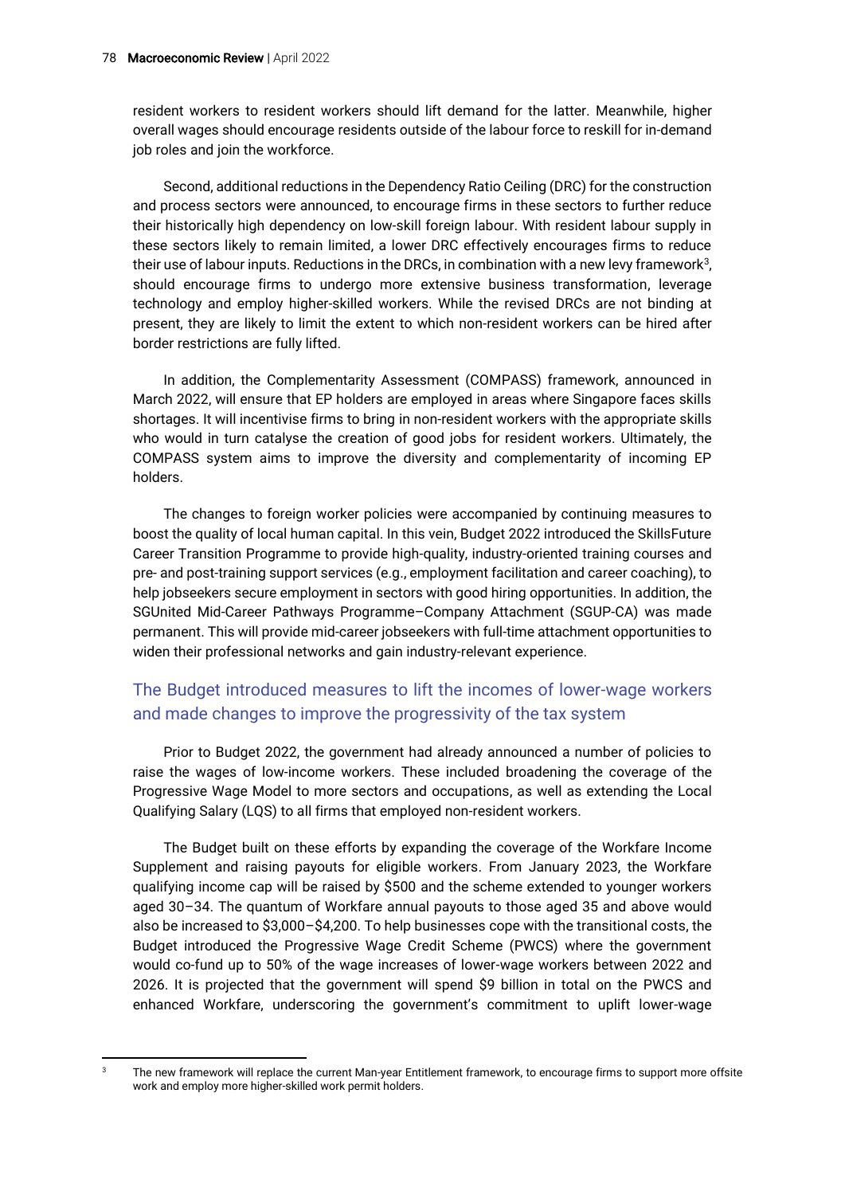resident workers to resident workers should lift demand for the latter. Meanwhile, higher overall wages should encourage residents outside of the labour force to reskill for in-demand job roles and join the workforce.

Second, additional reductions in the Dependency Ratio Ceiling (DRC) for the construction and process sectors were announced, to encourage firms in these sectors to further reduce their historically high dependency on low-skill foreign labour. With resident labour supply in these sectors likely to remain limited, a lower DRC effectively encourages firms to reduce their use of labour inputs. Reductions in the DRCs, in combination with a new levy framework[3], should encourage firms to undergo more extensive business transformation, leverage technology and employ higher-skilled workers. While the revised DRCs are not binding at present, they are likely to limit the extent to which non-resident workers can be hired after border restrictions are fully lifted.

In addition, the Complementarity Assessment (COMPASS) framework, announced in March 2022, will ensure that EP holders are employed in areas where Singapore faces skills shortages. It will incentivise firms to bring in non-resident workers with the appropriate skills who would in turn catalyse the creation of good jobs for resident workers. Ultimately, the COMPASS system aims to improve the diversity and complementarity of incoming EP holders.

The changes to foreign worker policies were accompanied by continuing measures to boost the quality of local human capital. In this vein, Budget 2022 introduced the SkillsFuture Career Transition Programme to provide high-quality, industry-oriented training courses and pre- and post-training support services (e.g., employment facilitation and career coaching), to help jobseekers secure employment in sectors with good hiring opportunities. In addition, the SGUnited Mid-Career Pathways Programme–Company Attachment (SGUP-CA) was made permanent. This will provide mid-career jobseekers with full-time attachment opportunities to widen their professional networks and gain industry-relevant experience.

## The Budget introduced measures to lift the incomes of lower-wage workers and made changes to improve the progressivity of the tax system

Prior to Budget 2022, the government had already announced a number of policies to raise the wages of low-income workers. These included broadening the coverage of the Progressive Wage Model to more sectors and occupations, as well as extending the Local Qualifying Salary (LQS) to all firms that employed non-resident workers.

The Budget built on these efforts by expanding the coverage of the Workfare Income Supplement and raising payouts for eligible workers. From January 2023, the Workfare qualifying income cap will be raised by $500 and the scheme extended to younger workers aged 30–34. The quantum of Workfare annual payouts to those aged 35 and above would also be increased to $3,000–$4,200. To help businesses cope with the transitional costs, the Budget introduced the Progressive Wage Credit Scheme (PWCS) where the government would co-fund up to 50% of the wage increases of lower-wage workers between 2022 and 2026. It is projected that the government will spend $9 billion in total on the PWCS and enhanced Workfare, underscoring the government's commitment to uplift lower-wage

---

[3] The new framework will replace the current Man-year Entitlement framework, to encourage firms to support more offsite work and employ more higher-skilled work permit holders.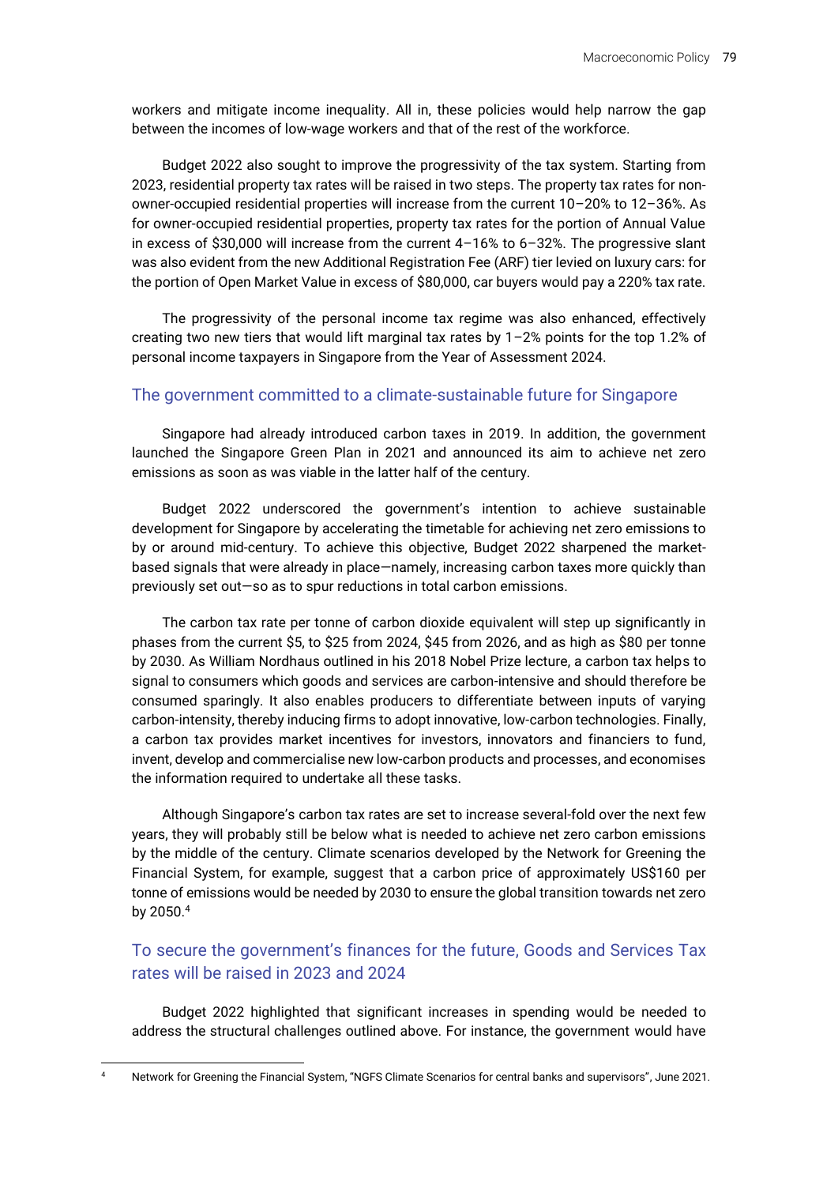workers and mitigate income inequality. All in, these policies would help narrow the gap between the incomes of low-wage workers and that of the rest of the workforce.

Budget 2022 also sought to improve the progressivity of the tax system. Starting from 2023, residential property tax rates will be raised in two steps. The property tax rates for non-owner-occupied residential properties will increase from the current 10–20% to 12–36%. As for owner-occupied residential properties, property tax rates for the portion of Annual Value in excess of $30,000 will increase from the current 4–16% to 6–32%. The progressive slant was also evident from the new Additional Registration Fee (ARF) tier levied on luxury cars: for the portion of Open Market Value in excess of $80,000, car buyers would pay a 220% tax rate.

The progressivity of the personal income tax regime was also enhanced, effectively creating two new tiers that would lift marginal tax rates by 1–2% points for the top 1.2% of personal income taxpayers in Singapore from the Year of Assessment 2024.

## The government committed to a climate-sustainable future for Singapore

Singapore had already introduced carbon taxes in 2019. In addition, the government launched the Singapore Green Plan in 2021 and announced its aim to achieve net zero emissions as soon as was viable in the latter half of the century.

Budget 2022 underscored the government's intention to achieve sustainable development for Singapore by accelerating the timetable for achieving net zero emissions to by or around mid-century. To achieve this objective, Budget 2022 sharpened the market-based signals that were already in place—namely, increasing carbon taxes more quickly than previously set out—so as to spur reductions in total carbon emissions.

The carbon tax rate per tonne of carbon dioxide equivalent will step up significantly in phases from the current $5, to $25 from 2024, $45 from 2026, and as high as $80 per tonne by 2030. As William Nordhaus outlined in his 2018 Nobel Prize lecture, a carbon tax helps to signal to consumers which goods and services are carbon-intensive and should therefore be consumed sparingly. It also enables producers to differentiate between inputs of varying carbon-intensity, thereby inducing firms to adopt innovative, low-carbon technologies. Finally, a carbon tax provides market incentives for investors, innovators and financiers to fund, invent, develop and commercialise new low-carbon products and processes, and economises the information required to undertake all these tasks.

Although Singapore's carbon tax rates are set to increase several-fold over the next few years, they will probably still be below what is needed to achieve net zero carbon emissions by the middle of the century. Climate scenarios developed by the Network for Greening the Financial System, for example, suggest that a carbon price of approximately US$160 per tonne of emissions would be needed by 2030 to ensure the global transition towards net zero by 2050.[4]

## To secure the government's finances for the future, Goods and Services Tax rates will be raised in 2023 and 2024

Budget 2022 highlighted that significant increases in spending would be needed to address the structural challenges outlined above. For instance, the government would have

[4] Network for Greening the Financial System, "NGFS Climate Scenarios for central banks and supervisors", June 2021.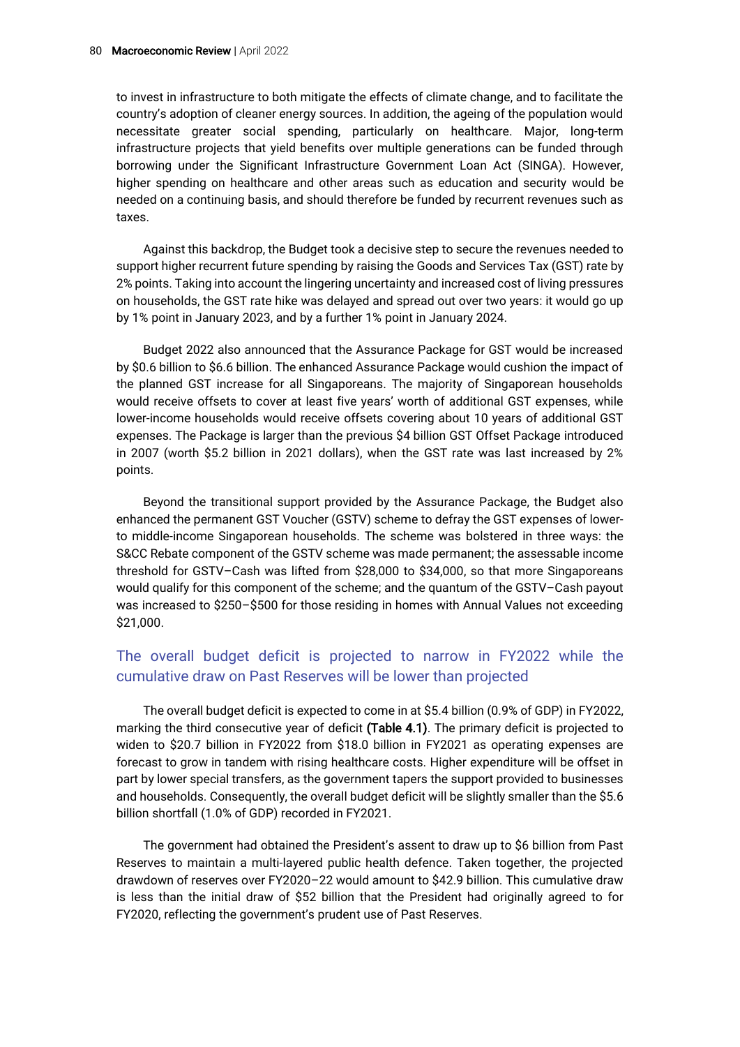to invest in infrastructure to both mitigate the effects of climate change, and to facilitate the country's adoption of cleaner energy sources. In addition, the ageing of the population would necessitate greater social spending, particularly on healthcare. Major, long-term infrastructure projects that yield benefits over multiple generations can be funded through borrowing under the Significant Infrastructure Government Loan Act (SINGA). However, higher spending on healthcare and other areas such as education and security would be needed on a continuing basis, and should therefore be funded by recurrent revenues such as taxes.

Against this backdrop, the Budget took a decisive step to secure the revenues needed to support higher recurrent future spending by raising the Goods and Services Tax (GST) rate by 2% points. Taking into account the lingering uncertainty and increased cost of living pressures on households, the GST rate hike was delayed and spread out over two years: it would go up by 1% point in January 2023, and by a further 1% point in January 2024.

Budget 2022 also announced that the Assurance Package for GST would be increased by $0.6 billion to $6.6 billion. The enhanced Assurance Package would cushion the impact of the planned GST increase for all Singaporeans. The majority of Singaporean households would receive offsets to cover at least five years' worth of additional GST expenses, while lower-income households would receive offsets covering about 10 years of additional GST expenses. The Package is larger than the previous $4 billion GST Offset Package introduced in 2007 (worth $5.2 billion in 2021 dollars), when the GST rate was last increased by 2% points.

Beyond the transitional support provided by the Assurance Package, the Budget also enhanced the permanent GST Voucher (GSTV) scheme to defray the GST expenses of lower- to middle-income Singaporean households. The scheme was bolstered in three ways: the S&CC Rebate component of the GSTV scheme was made permanent; the assessable income threshold for GSTV–Cash was lifted from $28,000 to $34,000, so that more Singaporeans would qualify for this component of the scheme; and the quantum of the GSTV–Cash payout was increased to $250–$500 for those residing in homes with Annual Values not exceeding $21,000.

## The overall budget deficit is projected to narrow in FY2022 while the cumulative draw on Past Reserves will be lower than projected

The overall budget deficit is expected to come in at $5.4 billion (0.9% of GDP) in FY2022, marking the third consecutive year of deficit **(Table 4.1)**. The primary deficit is projected to widen to $20.7 billion in FY2022 from $18.0 billion in FY2021 as operating expenses are forecast to grow in tandem with rising healthcare costs. Higher expenditure will be offset in part by lower special transfers, as the government tapers the support provided to businesses and households. Consequently, the overall budget deficit will be slightly smaller than the $5.6 billion shortfall (1.0% of GDP) recorded in FY2021.

The government had obtained the President's assent to draw up to $6 billion from Past Reserves to maintain a multi-layered public health defence. Taken together, the projected drawdown of reserves over FY2020–22 would amount to $42.9 billion. This cumulative draw is less than the initial draw of $52 billion that the President had originally agreed to for FY2020, reflecting the government's prudent use of Past Reserves.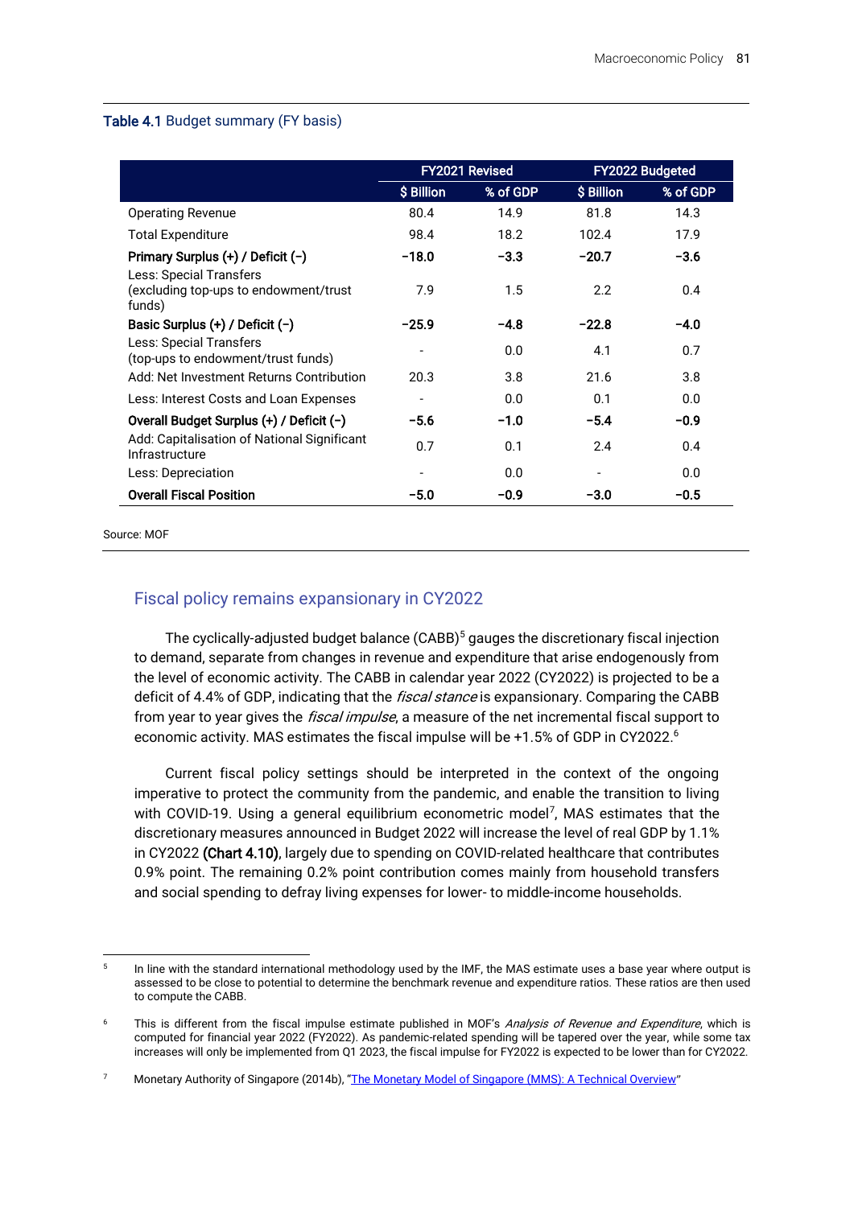**Table 4.1** Budget summary (FY basis)

| | FY2021 Revised | | FY2022 Budgeted | |
|---|---|---|---|---|
| | $ Billion | % of GDP | $ Billion | % of GDP |
| Operating Revenue | 80.4 | 14.9 | 81.8 | 14.3 |
| Total Expenditure | 98.4 | 18.2 | 102.4 | 17.9 |
| **Primary Surplus (+) / Deficit (−)** | **−18.0** | **−3.3** | **−20.7** | **−3.6** |
| Less: Special Transfers (excluding top-ups to endowment/trust funds) | 7.9 | 1.5 | 2.2 | 0.4 |
| **Basic Surplus (+) / Deficit (−)** | **−25.9** | **−4.8** | **−22.8** | **−4.0** |
| Less: Special Transfers (top-ups to endowment/trust funds) | - | 0.0 | 4.1 | 0.7 |
| Add: Net Investment Returns Contribution | 20.3 | 3.8 | 21.6 | 3.8 |
| Less: Interest Costs and Loan Expenses | - | 0.0 | 0.1 | 0.0 |
| **Overall Budget Surplus (+) / Deficit (−)** | **−5.6** | **−1.0** | **−5.4** | **−0.9** |
| Add: Capitalisation of National Significant Infrastructure | 0.7 | 0.1 | 2.4 | 0.4 |
| Less: Depreciation | - | 0.0 | - | 0.0 |
| **Overall Fiscal Position** | **−5.0** | **−0.9** | **−3.0** | **−0.5** |

Source: MOF

## Fiscal policy remains expansionary in CY2022

The cyclically-adjusted budget balance (CABB)[5] gauges the discretionary fiscal injection to demand, separate from changes in revenue and expenditure that arise endogenously from the level of economic activity. The CABB in calendar year 2022 (CY2022) is projected to be a deficit of 4.4% of GDP, indicating that the *fiscal stance* is expansionary. Comparing the CABB from year to year gives the *fiscal impulse*, a measure of the net incremental fiscal support to economic activity. MAS estimates the fiscal impulse will be +1.5% of GDP in CY2022.[6]

Current fiscal policy settings should be interpreted in the context of the ongoing imperative to protect the community from the pandemic, and enable the transition to living with COVID-19. Using a general equilibrium econometric model[7], MAS estimates that the discretionary measures announced in Budget 2022 will increase the level of real GDP by 1.1% in CY2022 **(Chart 4.10)**, largely due to spending on COVID-related healthcare that contributes 0.9% point. The remaining 0.2% point contribution comes mainly from household transfers and social spending to defray living expenses for lower- to middle-income households.

---

5 In line with the standard international methodology used by the IMF, the MAS estimate uses a base year where output is assessed to be close to potential to determine the benchmark revenue and expenditure ratios. These ratios are then used to compute the CABB.

6 This is different from the fiscal impulse estimate published in MOF's *Analysis of Revenue and Expenditure*, which is computed for financial year 2022 (FY2022). As pandemic-related spending will be tapered over the year, while some tax increases will only be implemented from Q1 2023, the fiscal impulse for FY2022 is expected to be lower than for CY2022.

7 Monetary Authority of Singapore (2014b), "The Monetary Model of Singapore (MMS): A Technical Overview"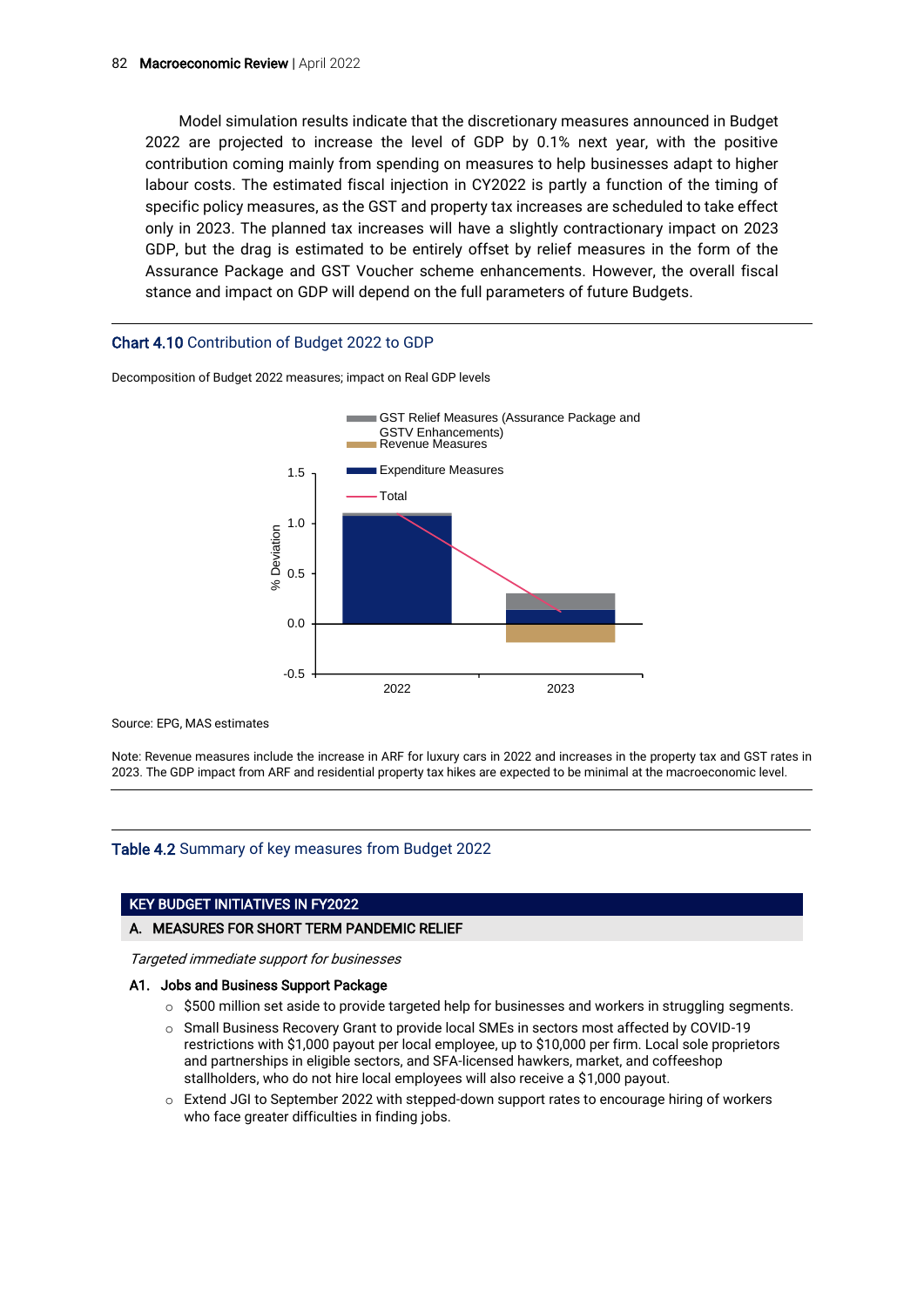Model simulation results indicate that the discretionary measures announced in Budget 2022 are projected to increase the level of GDP by 0.1% next year, with the positive contribution coming mainly from spending on measures to help businesses adapt to higher labour costs. The estimated fiscal injection in CY2022 is partly a function of the timing of specific policy measures, as the GST and property tax increases are scheduled to take effect only in 2023. The planned tax increases will have a slightly contractionary impact on 2023 GDP, but the drag is estimated to be entirely offset by relief measures in the form of the Assurance Package and GST Voucher scheme enhancements. However, the overall fiscal stance and impact on GDP will depend on the full parameters of future Budgets.

**Chart 4.10** Contribution of Budget 2022 to GDP

Decomposition of Budget 2022 measures; impact on Real GDP levels

Source: EPG, MAS estimates

Note: Revenue measures include the increase in ARF for luxury cars in 2022 and increases in the property tax and GST rates in 2023. The GDP impact from ARF and residential property tax hikes are expected to be minimal at the macroeconomic level.

**Table 4.2** Summary of key measures from Budget 2022

**KEY BUDGET INITIATIVES IN FY2022**

**A. MEASURES FOR SHORT TERM PANDEMIC RELIEF**

*Targeted immediate support for businesses*

**A1. Jobs and Business Support Package**

- $500 million set aside to provide targeted help for businesses and workers in struggling segments.
- Small Business Recovery Grant to provide local SMEs in sectors most affected by COVID-19 restrictions with $1,000 payout per local employee, up to $10,000 per firm. Local sole proprietors and partnerships in eligible sectors, and SFA-licensed hawkers, market, and coffeeshop stallholders, who do not hire local employees will also receive a $1,000 payout.
- Extend JGI to September 2022 with stepped-down support rates to encourage hiring of workers who face greater difficulties in finding jobs.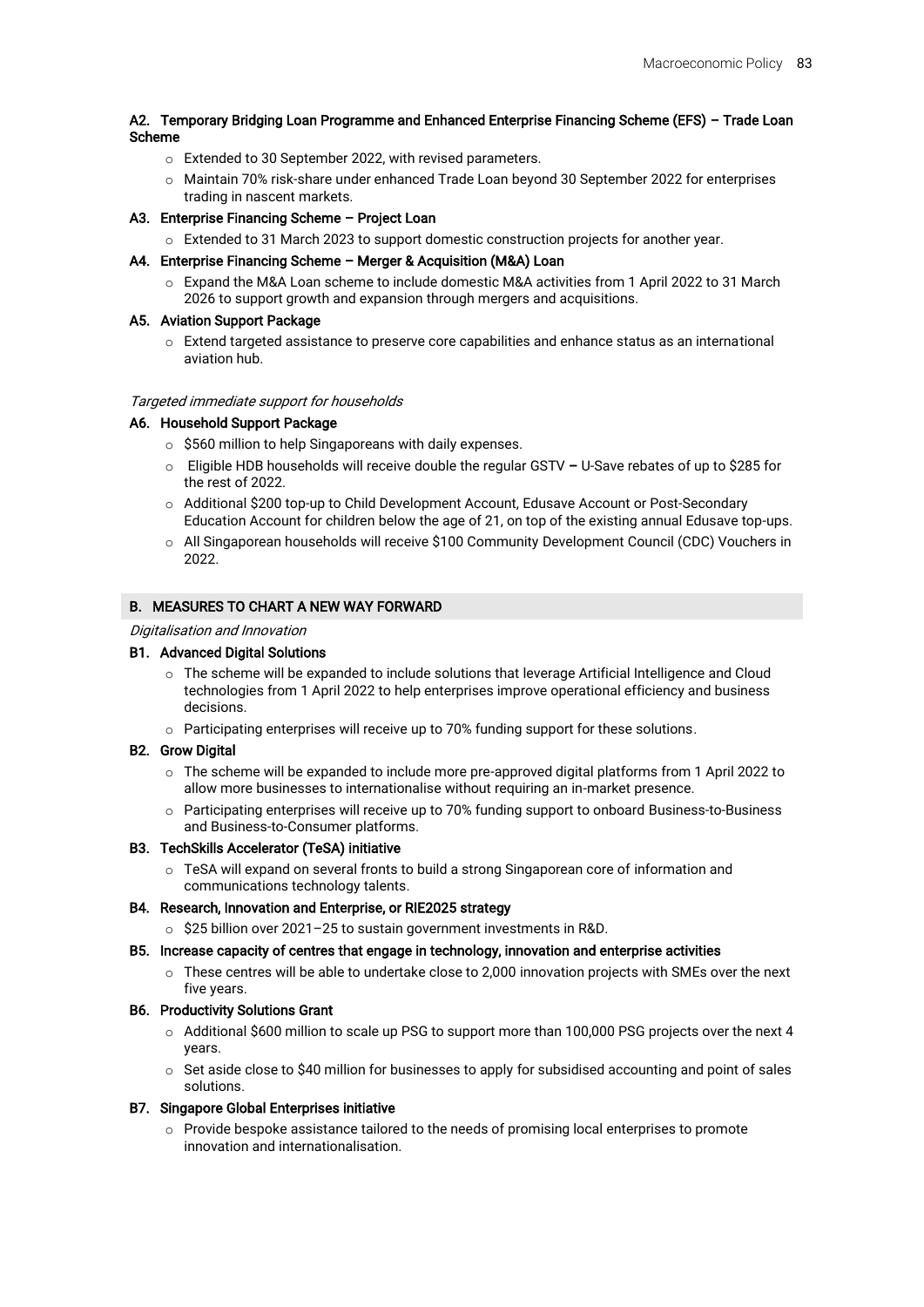**A2. Temporary Bridging Loan Programme and Enhanced Enterprise Financing Scheme (EFS) – Trade Loan Scheme**

- Extended to 30 September 2022, with revised parameters.
- Maintain 70% risk-share under enhanced Trade Loan beyond 30 September 2022 for enterprises trading in nascent markets.

**A3. Enterprise Financing Scheme – Project Loan**

- Extended to 31 March 2023 to support domestic construction projects for another year.

**A4. Enterprise Financing Scheme – Merger & Acquisition (M&A) Loan**

- Expand the M&A Loan scheme to include domestic M&A activities from 1 April 2022 to 31 March 2026 to support growth and expansion through mergers and acquisitions.

**A5. Aviation Support Package**

- Extend targeted assistance to preserve core capabilities and enhance status as an international aviation hub.

*Targeted immediate support for households*

**A6. Household Support Package**

- $560 million to help Singaporeans with daily expenses.
- Eligible HDB households will receive double the regular GSTV – U-Save rebates of up to $285 for the rest of 2022.
- Additional $200 top-up to Child Development Account, Edusave Account or Post-Secondary Education Account for children below the age of 21, on top of the existing annual Edusave top-ups.
- All Singaporean households will receive $100 Community Development Council (CDC) Vouchers in 2022.

## B. MEASURES TO CHART A NEW WAY FORWARD

*Digitalisation and Innovation*

**B1. Advanced Digital Solutions**

- The scheme will be expanded to include solutions that leverage Artificial Intelligence and Cloud technologies from 1 April 2022 to help enterprises improve operational efficiency and business decisions.
- Participating enterprises will receive up to 70% funding support for these solutions.

**B2. Grow Digital**

- The scheme will be expanded to include more pre-approved digital platforms from 1 April 2022 to allow more businesses to internationalise without requiring an in-market presence.
- Participating enterprises will receive up to 70% funding support to onboard Business-to-Business and Business-to-Consumer platforms.

**B3. TechSkills Accelerator (TeSA) initiative**

- TeSA will expand on several fronts to build a strong Singaporean core of information and communications technology talents.

**B4. Research, Innovation and Enterprise, or RIE2025 strategy**

- $25 billion over 2021–25 to sustain government investments in R&D.

**B5. Increase capacity of centres that engage in technology, innovation and enterprise activities**

- These centres will be able to undertake close to 2,000 innovation projects with SMEs over the next five years.

**B6. Productivity Solutions Grant**

- Additional $600 million to scale up PSG to support more than 100,000 PSG projects over the next 4 years.
- Set aside close to $40 million for businesses to apply for subsidised accounting and point of sales solutions.

**B7. Singapore Global Enterprises initiative**

- Provide bespoke assistance tailored to the needs of promising local enterprises to promote innovation and internationalisation.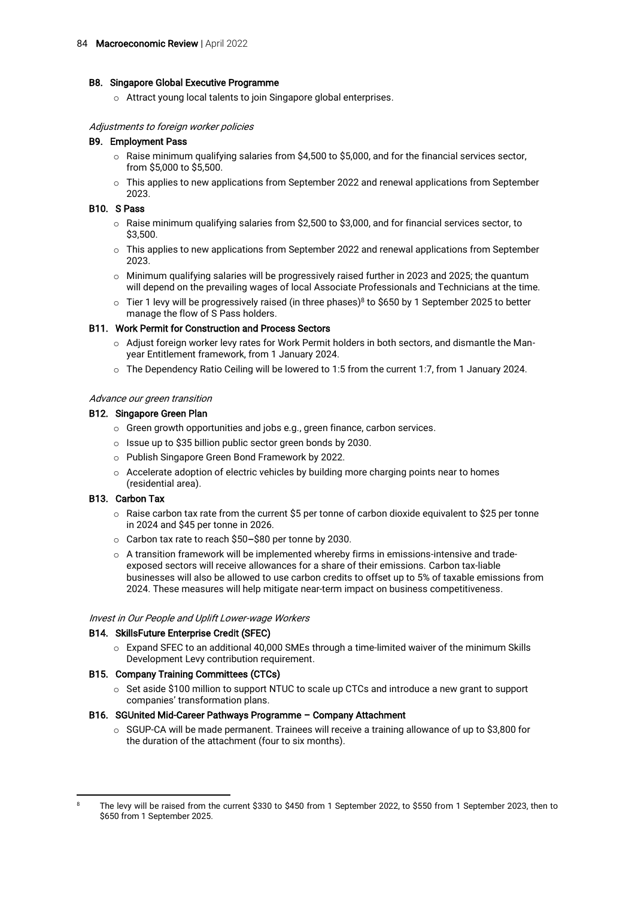#### B8. Singapore Global Executive Programme

- Attract young local talents to join Singapore global enterprises.

*Adjustments to foreign worker policies*

#### B9. Employment Pass

- Raise minimum qualifying salaries from $4,500 to $5,000, and for the financial services sector, from $5,000 to $5,500.
- This applies to new applications from September 2022 and renewal applications from September 2023.

#### B10. S Pass

- Raise minimum qualifying salaries from $2,500 to $3,000, and for financial services sector, to $3,500.
- This applies to new applications from September 2022 and renewal applications from September 2023.
- Minimum qualifying salaries will be progressively raised further in 2023 and 2025; the quantum will depend on the prevailing wages of local Associate Professionals and Technicians at the time.
- Tier 1 levy will be progressively raised (in three phases)[8] to $650 by 1 September 2025 to better manage the flow of S Pass holders.

#### B11. Work Permit for Construction and Process Sectors

- Adjust foreign worker levy rates for Work Permit holders in both sectors, and dismantle the Man-year Entitlement framework, from 1 January 2024.
- The Dependency Ratio Ceiling will be lowered to 1:5 from the current 1:7, from 1 January 2024.

*Advance our green transition*

#### B12. Singapore Green Plan

- Green growth opportunities and jobs e.g., green finance, carbon services.
- Issue up to $35 billion public sector green bonds by 2030.
- Publish Singapore Green Bond Framework by 2022.
- Accelerate adoption of electric vehicles by building more charging points near to homes (residential area).

#### B13. Carbon Tax

- Raise carbon tax rate from the current $5 per tonne of carbon dioxide equivalent to $25 per tonne in 2024 and $45 per tonne in 2026.
- Carbon tax rate to reach $50–$80 per tonne by 2030.
- A transition framework will be implemented whereby firms in emissions-intensive and trade-exposed sectors will receive allowances for a share of their emissions. Carbon tax-liable businesses will also be allowed to use carbon credits to offset up to 5% of taxable emissions from 2024. These measures will help mitigate near-term impact on business competitiveness.

*Invest in Our People and Uplift Lower-wage Workers*

#### B14. SkillsFuture Enterprise Credit (SFEC)

- Expand SFEC to an additional 40,000 SMEs through a time-limited waiver of the minimum Skills Development Levy contribution requirement.

#### B15. Company Training Committees (CTCs)

- Set aside $100 million to support NTUC to scale up CTCs and introduce a new grant to support companies' transformation plans.

#### B16. SGUnited Mid-Career Pathways Programme – Company Attachment

- SGUP-CA will be made permanent. Trainees will receive a training allowance of up to $3,800 for the duration of the attachment (four to six months).

---

[8] The levy will be raised from the current $330 to $450 from 1 September 2022, to $550 from 1 September 2023, then to $650 from 1 September 2025.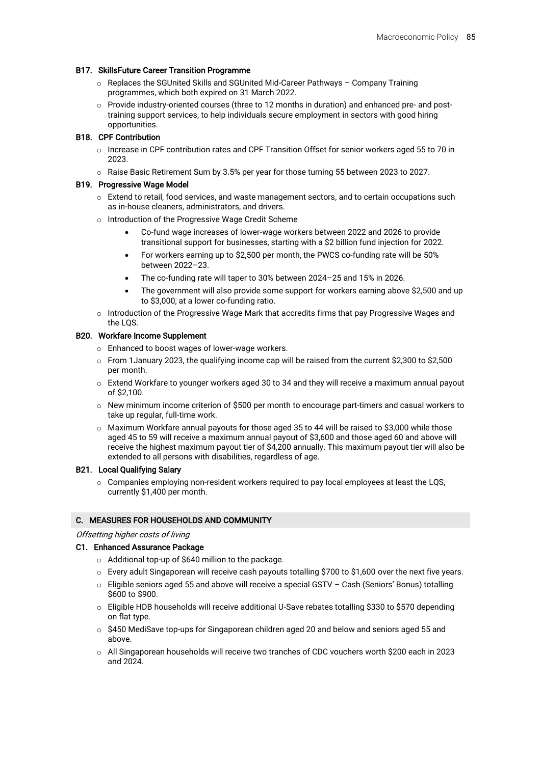#### B17. SkillsFuture Career Transition Programme

- Replaces the SGUnited Skills and SGUnited Mid-Career Pathways – Company Training programmes, which both expired on 31 March 2022.
- Provide industry-oriented courses (three to 12 months in duration) and enhanced pre- and post-training support services, to help individuals secure employment in sectors with good hiring opportunities.

#### B18. CPF Contribution

- Increase in CPF contribution rates and CPF Transition Offset for senior workers aged 55 to 70 in 2023.
- Raise Basic Retirement Sum by 3.5% per year for those turning 55 between 2023 to 2027.

#### B19. Progressive Wage Model

- Extend to retail, food services, and waste management sectors, and to certain occupations such as in-house cleaners, administrators, and drivers.
- Introduction of the Progressive Wage Credit Scheme
  - Co-fund wage increases of lower-wage workers between 2022 and 2026 to provide transitional support for businesses, starting with a $2 billion fund injection for 2022.
  - For workers earning up to $2,500 per month, the PWCS co-funding rate will be 50% between 2022–23.
  - The co-funding rate will taper to 30% between 2024–25 and 15% in 2026.
  - The government will also provide some support for workers earning above $2,500 and up to $3,000, at a lower co-funding ratio.
- Introduction of the Progressive Wage Mark that accredits firms that pay Progressive Wages and the LQS.

#### B20. Workfare Income Supplement

- Enhanced to boost wages of lower-wage workers.
- From 1January 2023, the qualifying income cap will be raised from the current $2,300 to $2,500 per month.
- Extend Workfare to younger workers aged 30 to 34 and they will receive a maximum annual payout of $2,100.
- New minimum income criterion of $500 per month to encourage part-timers and casual workers to take up regular, full-time work.
- Maximum Workfare annual payouts for those aged 35 to 44 will be raised to $3,000 while those aged 45 to 59 will receive a maximum annual payout of $3,600 and those aged 60 and above will receive the highest maximum payout tier of $4,200 annually. This maximum payout tier will also be extended to all persons with disabilities, regardless of age.

#### B21. Local Qualifying Salary

- Companies employing non-resident workers required to pay local employees at least the LQS, currently $1,400 per month.

### C. MEASURES FOR HOUSEHOLDS AND COMMUNITY

*Offsetting higher costs of living*

#### C1. Enhanced Assurance Package

- Additional top-up of $640 million to the package.
- Every adult Singaporean will receive cash payouts totalling $700 to $1,600 over the next five years.
- Eligible seniors aged 55 and above will receive a special GSTV – Cash (Seniors' Bonus) totalling $600 to $900.
- Eligible HDB households will receive additional U-Save rebates totalling $330 to $570 depending on flat type.
- $450 MediSave top-ups for Singaporean children aged 20 and below and seniors aged 55 and above.
- All Singaporean households will receive two tranches of CDC vouchers worth $200 each in 2023 and 2024.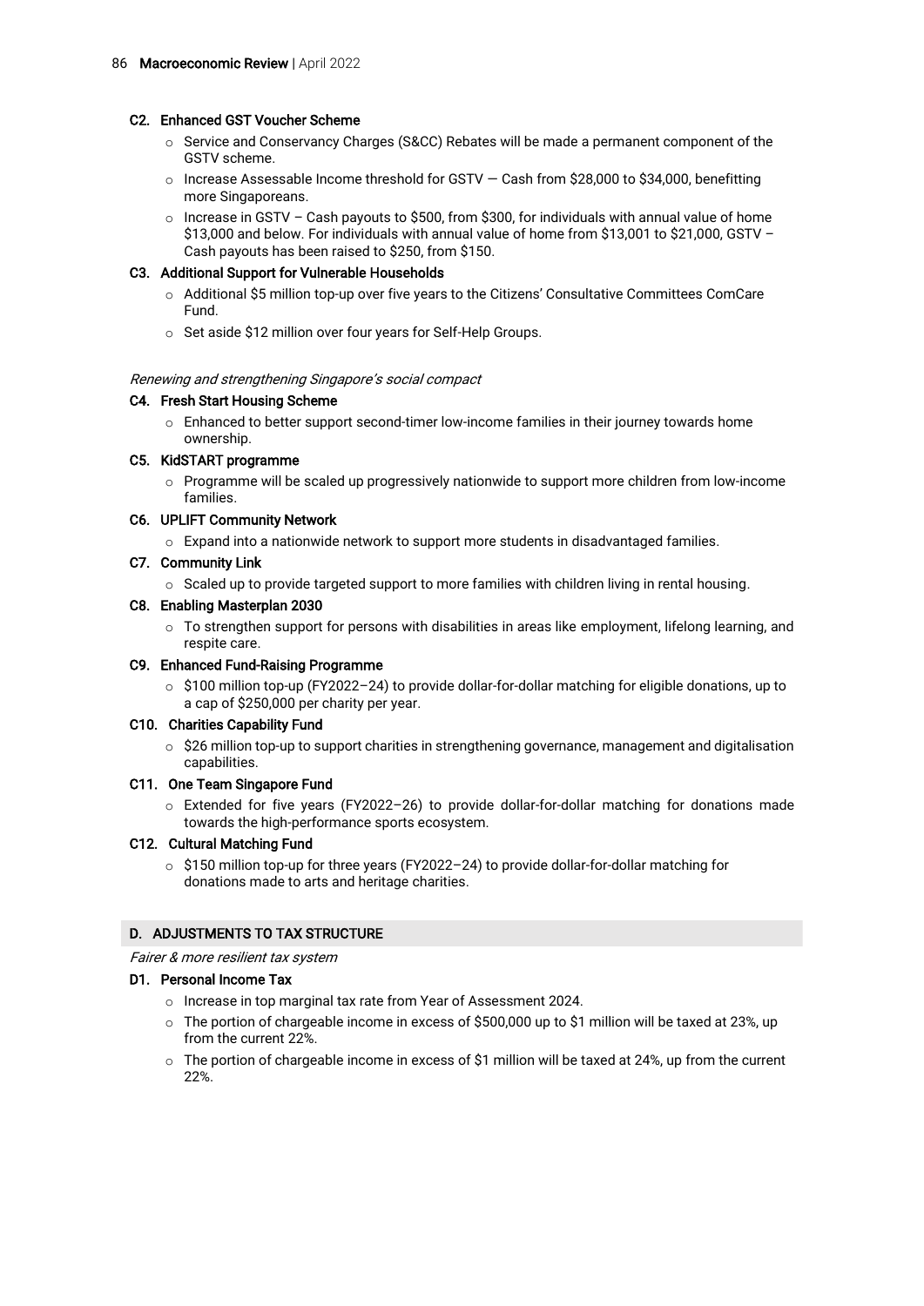**C2. Enhanced GST Voucher Scheme**

- Service and Conservancy Charges (S&CC) Rebates will be made a permanent component of the GSTV scheme.
- Increase Assessable Income threshold for GSTV — Cash from $28,000 to $34,000, benefitting more Singaporeans.
- Increase in GSTV – Cash payouts to $500, from $300, for individuals with annual value of home $13,000 and below. For individuals with annual value of home from $13,001 to $21,000, GSTV – Cash payouts has been raised to $250, from $150.

**C3. Additional Support for Vulnerable Households**

- Additional $5 million top-up over five years to the Citizens' Consultative Committees ComCare Fund.
- Set aside $12 million over four years for Self-Help Groups.

*Renewing and strengthening Singapore's social compact*

**C4. Fresh Start Housing Scheme**

- Enhanced to better support second-timer low-income families in their journey towards home ownership.

**C5. KidSTART programme**

- Programme will be scaled up progressively nationwide to support more children from low-income families.

**C6. UPLIFT Community Network**

- Expand into a nationwide network to support more students in disadvantaged families.

**C7. Community Link**

- Scaled up to provide targeted support to more families with children living in rental housing.

**C8. Enabling Masterplan 2030**

- To strengthen support for persons with disabilities in areas like employment, lifelong learning, and respite care.

**C9. Enhanced Fund-Raising Programme**

- $100 million top-up (FY2022–24) to provide dollar-for-dollar matching for eligible donations, up to a cap of $250,000 per charity per year.

**C10. Charities Capability Fund**

- $26 million top-up to support charities in strengthening governance, management and digitalisation capabilities.

**C11. One Team Singapore Fund**

- Extended for five years (FY2022–26) to provide dollar-for-dollar matching for donations made towards the high-performance sports ecosystem.

**C12. Cultural Matching Fund**

- $150 million top-up for three years (FY2022–24) to provide dollar-for-dollar matching for donations made to arts and heritage charities.

## D. ADJUSTMENTS TO TAX STRUCTURE

*Fairer & more resilient tax system*

**D1. Personal Income Tax**

- Increase in top marginal tax rate from Year of Assessment 2024.
- The portion of chargeable income in excess of $500,000 up to $1 million will be taxed at 23%, up from the current 22%.
- The portion of chargeable income in excess of $1 million will be taxed at 24%, up from the current 22%.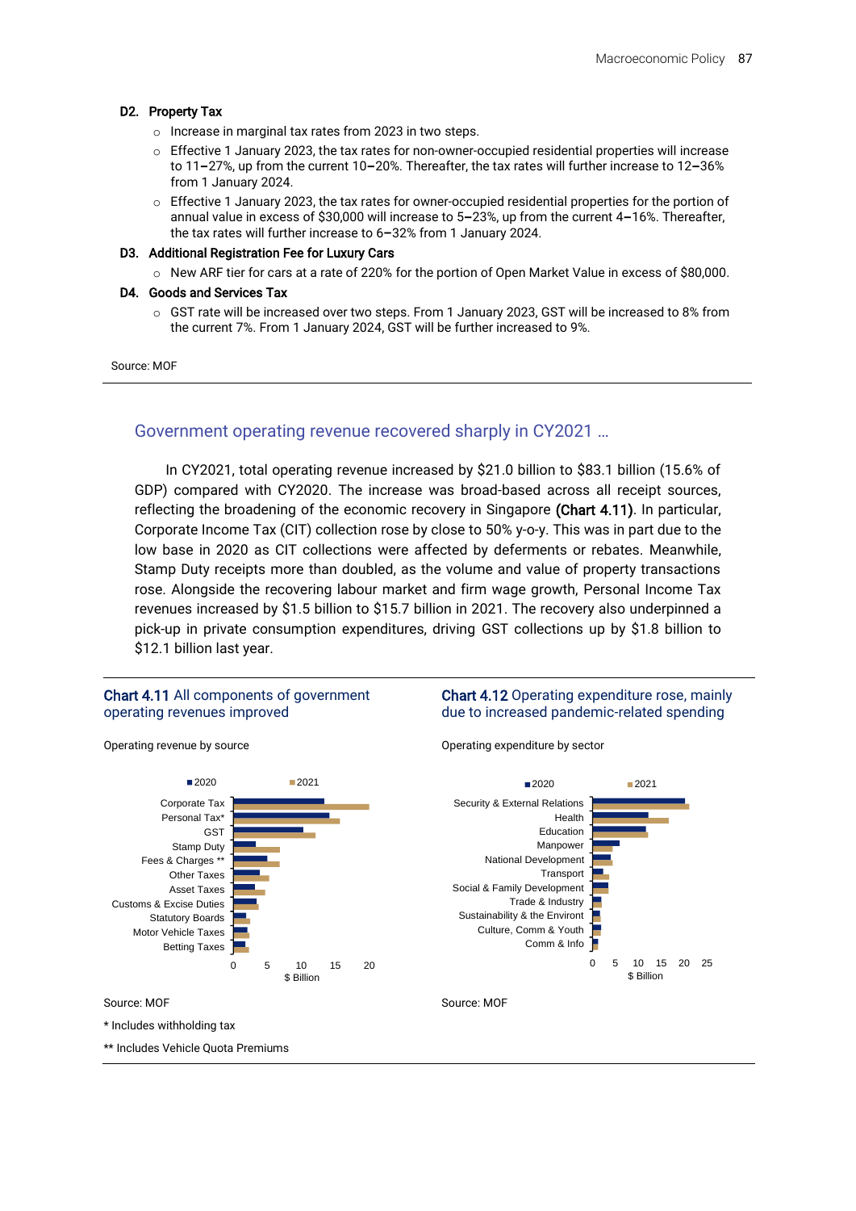**D2. Property Tax**

- Increase in marginal tax rates from 2023 in two steps.
- Effective 1 January 2023, the tax rates for non-owner-occupied residential properties will increase to 11–27%, up from the current 10–20%. Thereafter, the tax rates will further increase to 12–36% from 1 January 2024.
- Effective 1 January 2023, the tax rates for owner-occupied residential properties for the portion of annual value in excess of $30,000 will increase to 5–23%, up from the current 4–16%. Thereafter, the tax rates will further increase to 6–32% from 1 January 2024.

**D3. Additional Registration Fee for Luxury Cars**

- New ARF tier for cars at a rate of 220% for the portion of Open Market Value in excess of $80,000.

**D4. Goods and Services Tax**

- GST rate will be increased over two steps. From 1 January 2023, GST will be increased to 8% from the current 7%. From 1 January 2024, GST will be further increased to 9%.

Source: MOF

## Government operating revenue recovered sharply in CY2021 …

In CY2021, total operating revenue increased by $21.0 billion to $83.1 billion (15.6% of GDP) compared with CY2020. The increase was broad-based across all receipt sources, reflecting the broadening of the economic recovery in Singapore **(Chart 4.11)**. In particular, Corporate Income Tax (CIT) collection rose by close to 50% y-o-y. This was in part due to the low base in 2020 as CIT collections were affected by deferments or rebates. Meanwhile, Stamp Duty receipts more than doubled, as the volume and value of property transactions rose. Alongside the recovering labour market and firm wage growth, Personal Income Tax revenues increased by $1.5 billion to $15.7 billion in 2021. The recovery also underpinned a pick-up in private consumption expenditures, driving GST collections up by $1.8 billion to $12.1 billion last year.

**Chart 4.11** All components of government operating revenues improved

Operating revenue by source

Source: MOF

\* Includes withholding tax

\*\* Includes Vehicle Quota Premiums

**Chart 4.12** Operating expenditure rose, mainly due to increased pandemic-related spending

Operating expenditure by sector

Source: MOF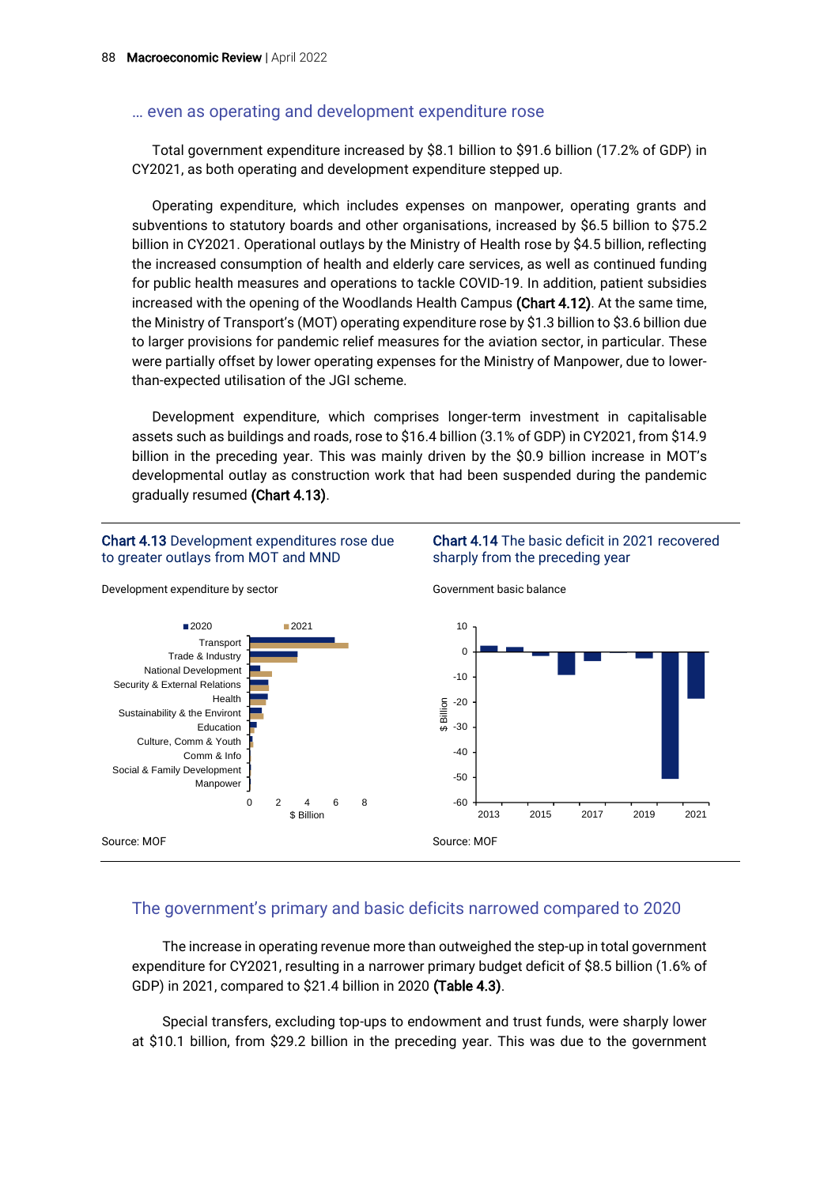### … even as operating and development expenditure rose

Total government expenditure increased by $8.1 billion to $91.6 billion (17.2% of GDP) in CY2021, as both operating and development expenditure stepped up.

Operating expenditure, which includes expenses on manpower, operating grants and subventions to statutory boards and other organisations, increased by $6.5 billion to $75.2 billion in CY2021. Operational outlays by the Ministry of Health rose by $4.5 billion, reflecting the increased consumption of health and elderly care services, as well as continued funding for public health measures and operations to tackle COVID-19. In addition, patient subsidies increased with the opening of the Woodlands Health Campus **(Chart 4.12)**. At the same time, the Ministry of Transport's (MOT) operating expenditure rose by $1.3 billion to $3.6 billion due to larger provisions for pandemic relief measures for the aviation sector, in particular. These were partially offset by lower operating expenses for the Ministry of Manpower, due to lower-than-expected utilisation of the JGI scheme.

Development expenditure, which comprises longer-term investment in capitalisable assets such as buildings and roads, rose to $16.4 billion (3.1% of GDP) in CY2021, from $14.9 billion in the preceding year. This was mainly driven by the $0.9 billion increase in MOT's developmental outlay as construction work that had been suspended during the pandemic gradually resumed **(Chart 4.13)**.

**Chart 4.13** Development expenditures rose due to greater outlays from MOT and MND

Development expenditure by sector

Source: MOF

**Chart 4.14** The basic deficit in 2021 recovered sharply from the preceding year

Government basic balance

Source: MOF

### The government's primary and basic deficits narrowed compared to 2020

The increase in operating revenue more than outweighed the step-up in total government expenditure for CY2021, resulting in a narrower primary budget deficit of $8.5 billion (1.6% of GDP) in 2021, compared to $21.4 billion in 2020 **(Table 4.3)**.

Special transfers, excluding top-ups to endowment and trust funds, were sharply lower at $10.1 billion, from $29.2 billion in the preceding year. This was due to the government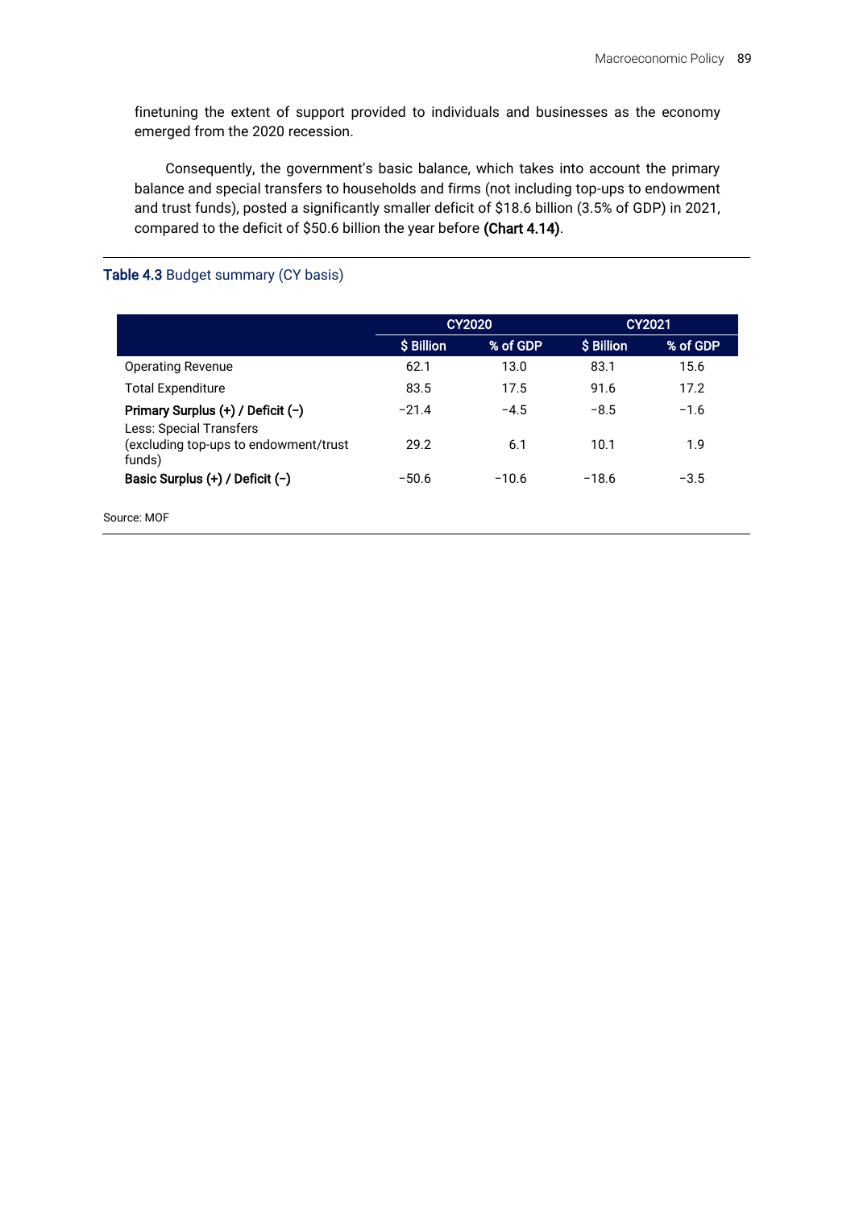finetuning the extent of support provided to individuals and businesses as the economy emerged from the 2020 recession.

Consequently, the government's basic balance, which takes into account the primary balance and special transfers to households and firms (not including top-ups to endowment and trust funds), posted a significantly smaller deficit of $18.6 billion (3.5% of GDP) in 2021, compared to the deficit of $50.6 billion the year before **(Chart 4.14)**.

**Table 4.3** Budget summary (CY basis)

| | CY2020 | | CY2021 | |
|---|---|---|---|---|
| | **$ Billion** | **% of GDP** | **$ Billion** | **% of GDP** |
| Operating Revenue | 62.1 | 13.0 | 83.1 | 15.6 |
| Total Expenditure | 83.5 | 17.5 | 91.6 | 17.2 |
| **Primary Surplus (+) / Deficit (−)** | −21.4 | −4.5 | −8.5 | −1.6 |
| Less: Special Transfers (excluding top-ups to endowment/trust funds) | 29.2 | 6.1 | 10.1 | 1.9 |
| **Basic Surplus (+) / Deficit (−)** | −50.6 | −10.6 | −18.6 | −3.5 |

Source: MOF